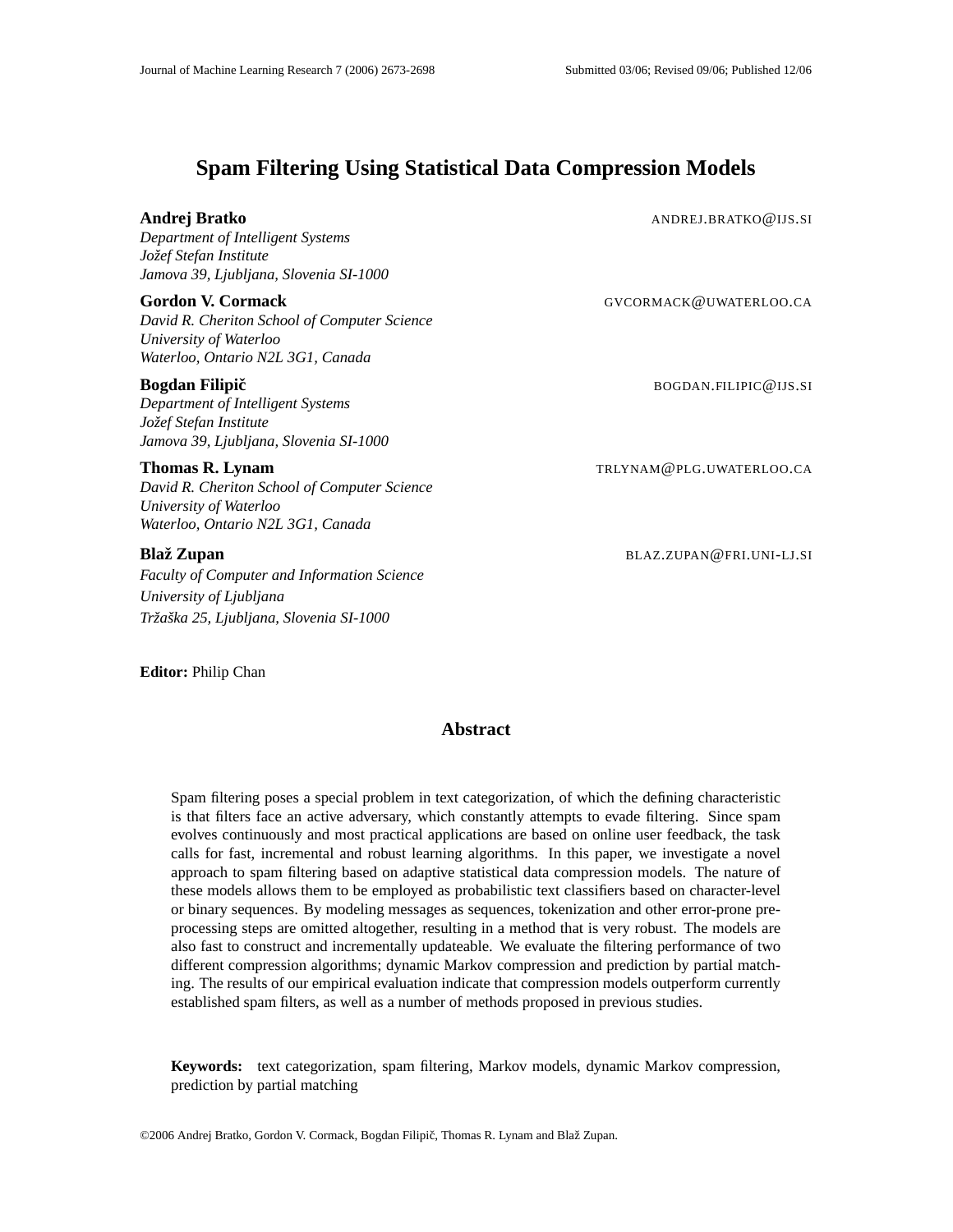# Spam Filtering Using Statistical Data Compression Models

**Andrej Bratko** ANDREJ.BRATKO@IJS.SI
*Department of Intelligent Systems*
*Jožef Stefan Institute*
*Jamova 39, Ljubljana, Slovenia SI-1000*

**Gordon V. Cormack** GVCORMACK@UWATERLOO.CA
*David R. Cheriton School of Computer Science*
*University of Waterloo*
*Waterloo, Ontario N2L 3G1, Canada*

**Bogdan Filipič** BOGDAN.FILIPIC@IJS.SI
*Department of Intelligent Systems*
*Jožef Stefan Institute*
*Jamova 39, Ljubljana, Slovenia SI-1000*

**Thomas R. Lynam** TRLYNAM@PLG.UWATERLOO.CA
*David R. Cheriton School of Computer Science*
*University of Waterloo*
*Waterloo, Ontario N2L 3G1, Canada*

**Blaž Zupan** BLAZ.ZUPAN@FRI.UNI-LJ.SI
*Faculty of Computer and Information Science*
*University of Ljubljana*
*Tržaška 25, Ljubljana, Slovenia SI-1000*

**Editor:** Philip Chan

## Abstract

Spam filtering poses a special problem in text categorization, of which the defining characteristic is that filters face an active adversary, which constantly attempts to evade filtering. Since spam evolves continuously and most practical applications are based on online user feedback, the task calls for fast, incremental and robust learning algorithms. In this paper, we investigate a novel approach to spam filtering based on adaptive statistical data compression models. The nature of these models allows them to be employed as probabilistic text classifiers based on character-level or binary sequences. By modeling messages as sequences, tokenization and other error-prone preprocessing steps are omitted altogether, resulting in a method that is very robust. The models are also fast to construct and incrementally updateable. We evaluate the filtering performance of two different compression algorithms; dynamic Markov compression and prediction by partial matching. The results of our empirical evaluation indicate that compression models outperform currently established spam filters, as well as a number of methods proposed in previous studies.

**Keywords:** text categorization, spam filtering, Markov models, dynamic Markov compression, prediction by partial matching

©2006 Andrej Bratko, Gordon V. Cormack, Bogdan Filipič, Thomas R. Lynam and Blaž Zupan.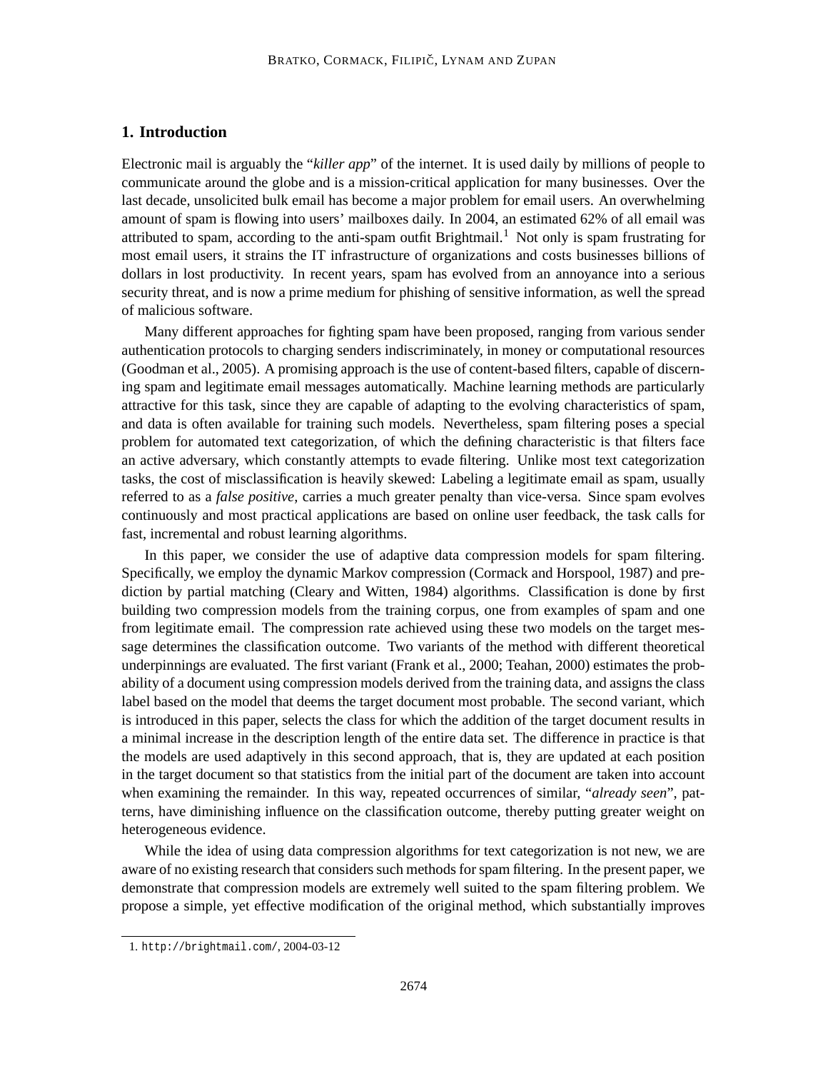## 1. Introduction

Electronic mail is arguably the "*killer app*" of the internet. It is used daily by millions of people to communicate around the globe and is a mission-critical application for many businesses. Over the last decade, unsolicited bulk email has become a major problem for email users. An overwhelming amount of spam is flowing into users' mailboxes daily. In 2004, an estimated 62% of all email was attributed to spam, according to the anti-spam outfit Brightmail.[1] Not only is spam frustrating for most email users, it strains the IT infrastructure of organizations and costs businesses billions of dollars in lost productivity. In recent years, spam has evolved from an annoyance into a serious security threat, and is now a prime medium for phishing of sensitive information, as well the spread of malicious software.

Many different approaches for fighting spam have been proposed, ranging from various sender authentication protocols to charging senders indiscriminately, in money or computational resources (Goodman et al., 2005). A promising approach is the use of content-based filters, capable of discerning spam and legitimate email messages automatically. Machine learning methods are particularly attractive for this task, since they are capable of adapting to the evolving characteristics of spam, and data is often available for training such models. Nevertheless, spam filtering poses a special problem for automated text categorization, of which the defining characteristic is that filters face an active adversary, which constantly attempts to evade filtering. Unlike most text categorization tasks, the cost of misclassification is heavily skewed: Labeling a legitimate email as spam, usually referred to as a *false positive*, carries a much greater penalty than vice-versa. Since spam evolves continuously and most practical applications are based on online user feedback, the task calls for fast, incremental and robust learning algorithms.

In this paper, we consider the use of adaptive data compression models for spam filtering. Specifically, we employ the dynamic Markov compression (Cormack and Horspool, 1987) and prediction by partial matching (Cleary and Witten, 1984) algorithms. Classification is done by first building two compression models from the training corpus, one from examples of spam and one from legitimate email. The compression rate achieved using these two models on the target message determines the classification outcome. Two variants of the method with different theoretical underpinnings are evaluated. The first variant (Frank et al., 2000; Teahan, 2000) estimates the probability of a document using compression models derived from the training data, and assigns the class label based on the model that deems the target document most probable. The second variant, which is introduced in this paper, selects the class for which the addition of the target document results in a minimal increase in the description length of the entire data set. The difference in practice is that the models are used adaptively in this second approach, that is, they are updated at each position in the target document so that statistics from the initial part of the document are taken into account when examining the remainder. In this way, repeated occurrences of similar, "*already seen*", patterns, have diminishing influence on the classification outcome, thereby putting greater weight on heterogeneous evidence.

While the idea of using data compression algorithms for text categorization is not new, we are aware of no existing research that considers such methods for spam filtering. In the present paper, we demonstrate that compression models are extremely well suited to the spam filtering problem. We propose a simple, yet effective modification of the original method, which substantially improves

1. http://brightmail.com/, 2004-03-12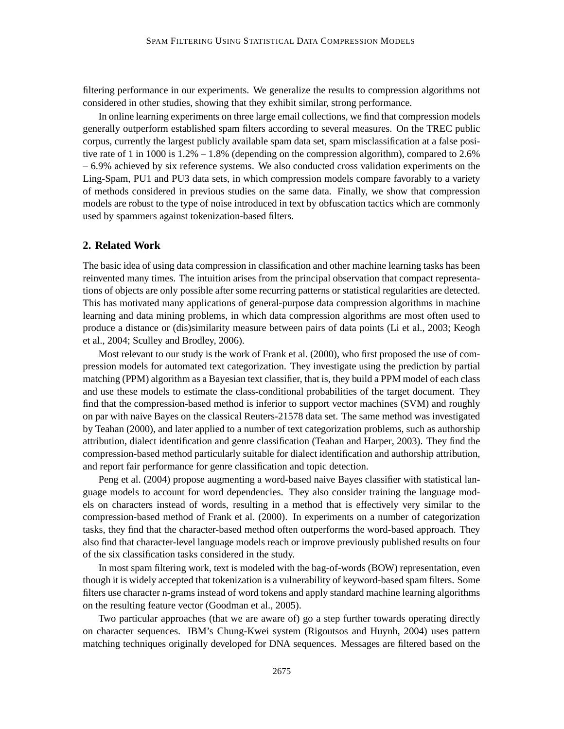filtering performance in our experiments. We generalize the results to compression algorithms not considered in other studies, showing that they exhibit similar, strong performance.

In online learning experiments on three large email collections, we find that compression models generally outperform established spam filters according to several measures. On the TREC public corpus, currently the largest publicly available spam data set, spam misclassification at a false positive rate of 1 in 1000 is 1.2% – 1.8% (depending on the compression algorithm), compared to 2.6% – 6.9% achieved by six reference systems. We also conducted cross validation experiments on the Ling-Spam, PU1 and PU3 data sets, in which compression models compare favorably to a variety of methods considered in previous studies on the same data. Finally, we show that compression models are robust to the type of noise introduced in text by obfuscation tactics which are commonly used by spammers against tokenization-based filters.

## 2. Related Work

The basic idea of using data compression in classification and other machine learning tasks has been reinvented many times. The intuition arises from the principal observation that compact representations of objects are only possible after some recurring patterns or statistical regularities are detected. This has motivated many applications of general-purpose data compression algorithms in machine learning and data mining problems, in which data compression algorithms are most often used to produce a distance or (dis)similarity measure between pairs of data points (Li et al., 2003; Keogh et al., 2004; Sculley and Brodley, 2006).

Most relevant to our study is the work of Frank et al. (2000), who first proposed the use of compression models for automated text categorization. They investigate using the prediction by partial matching (PPM) algorithm as a Bayesian text classifier, that is, they build a PPM model of each class and use these models to estimate the class-conditional probabilities of the target document. They find that the compression-based method is inferior to support vector machines (SVM) and roughly on par with naive Bayes on the classical Reuters-21578 data set. The same method was investigated by Teahan (2000), and later applied to a number of text categorization problems, such as authorship attribution, dialect identification and genre classification (Teahan and Harper, 2003). They find the compression-based method particularly suitable for dialect identification and authorship attribution, and report fair performance for genre classification and topic detection.

Peng et al. (2004) propose augmenting a word-based naive Bayes classifier with statistical language models to account for word dependencies. They also consider training the language models on characters instead of words, resulting in a method that is effectively very similar to the compression-based method of Frank et al. (2000). In experiments on a number of categorization tasks, they find that the character-based method often outperforms the word-based approach. They also find that character-level language models reach or improve previously published results on four of the six classification tasks considered in the study.

In most spam filtering work, text is modeled with the bag-of-words (BOW) representation, even though it is widely accepted that tokenization is a vulnerability of keyword-based spam filters. Some filters use character n-grams instead of word tokens and apply standard machine learning algorithms on the resulting feature vector (Goodman et al., 2005).

Two particular approaches (that we are aware of) go a step further towards operating directly on character sequences. IBM's Chung-Kwei system (Rigoutsos and Huynh, 2004) uses pattern matching techniques originally developed for DNA sequences. Messages are filtered based on the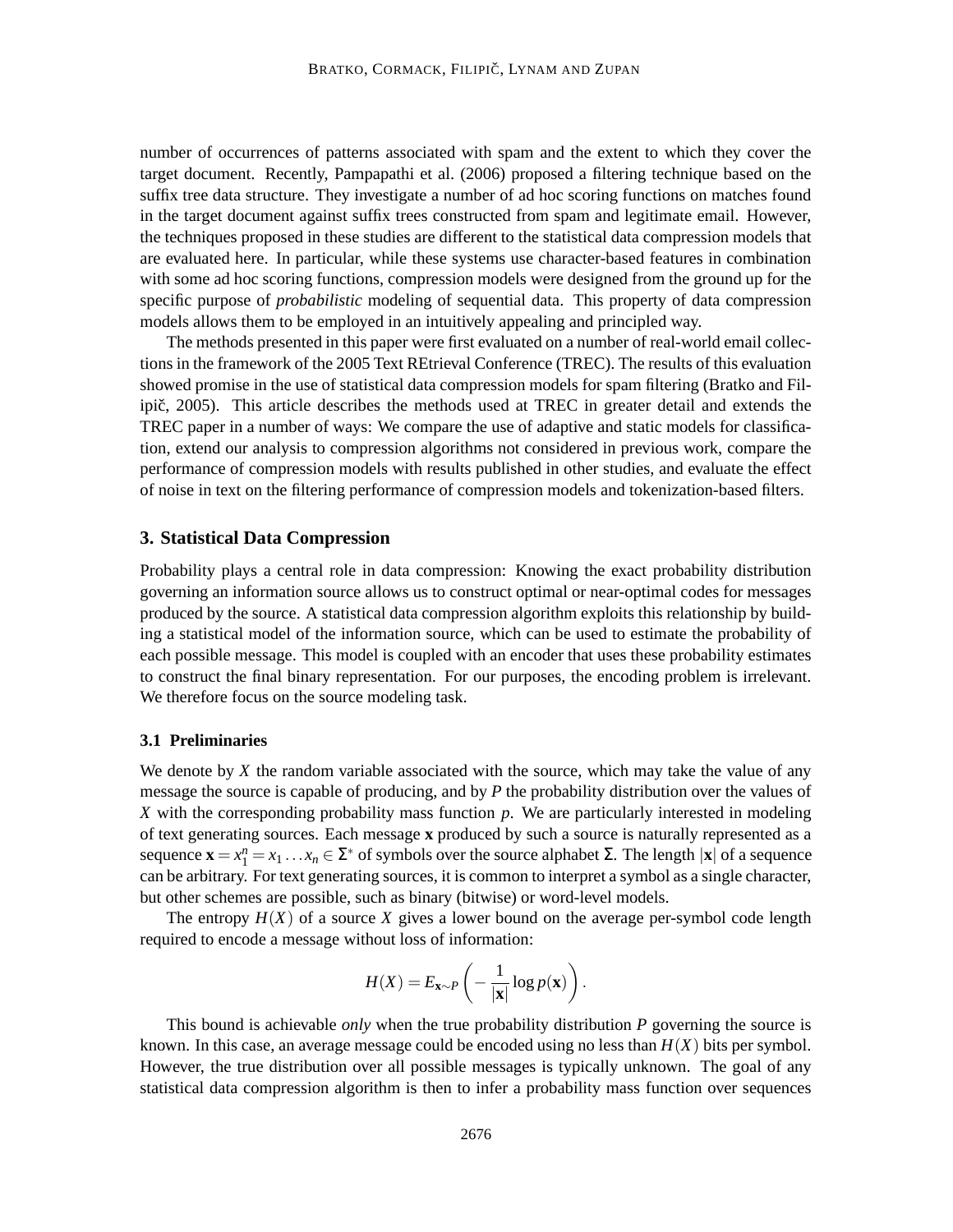number of occurrences of patterns associated with spam and the extent to which they cover the target document. Recently, Pampapathi et al. (2006) proposed a filtering technique based on the suffix tree data structure. They investigate a number of ad hoc scoring functions on matches found in the target document against suffix trees constructed from spam and legitimate email. However, the techniques proposed in these studies are different to the statistical data compression models that are evaluated here. In particular, while these systems use character-based features in combination with some ad hoc scoring functions, compression models were designed from the ground up for the specific purpose of *probabilistic* modeling of sequential data. This property of data compression models allows them to be employed in an intuitively appealing and principled way.

The methods presented in this paper were first evaluated on a number of real-world email collections in the framework of the 2005 Text REtrieval Conference (TREC). The results of this evaluation showed promise in the use of statistical data compression models for spam filtering (Bratko and Filipič, 2005). This article describes the methods used at TREC in greater detail and extends the TREC paper in a number of ways: We compare the use of adaptive and static models for classification, extend our analysis to compression algorithms not considered in previous work, compare the performance of compression models with results published in other studies, and evaluate the effect of noise in text on the filtering performance of compression models and tokenization-based filters.

## 3. Statistical Data Compression

Probability plays a central role in data compression: Knowing the exact probability distribution governing an information source allows us to construct optimal or near-optimal codes for messages produced by the source. A statistical data compression algorithm exploits this relationship by building a statistical model of the information source, which can be used to estimate the probability of each possible message. This model is coupled with an encoder that uses these probability estimates to construct the final binary representation. For our purposes, the encoding problem is irrelevant. We therefore focus on the source modeling task.

### 3.1 Preliminaries

We denote by $X$ the random variable associated with the source, which may take the value of any message the source is capable of producing, and by $P$ the probability distribution over the values of $X$ with the corresponding probability mass function $p$. We are particularly interested in modeling of text generating sources. Each message $\mathbf{x}$ produced by such a source is naturally represented as a sequence $\mathbf{x} = x_1^n = x_1 \dots x_n \in \Sigma^*$ of symbols over the source alphabet $\Sigma$. The length $|\mathbf{x}|$ of a sequence can be arbitrary. For text generating sources, it is common to interpret a symbol as a single character, but other schemes are possible, such as binary (bitwise) or word-level models.

The entropy $H(X)$ of a source $X$ gives a lower bound on the average per-symbol code length required to encode a message without loss of information:

$$H(X) = E_{\mathbf{x} \sim P}\left(-\frac{1}{|\mathbf{x}|}\log p(\mathbf{x})\right).$$

This bound is achievable *only* when the true probability distribution $P$ governing the source is known. In this case, an average message could be encoded using no less than $H(X)$ bits per symbol. However, the true distribution over all possible messages is typically unknown. The goal of any statistical data compression algorithm is then to infer a probability mass function over sequences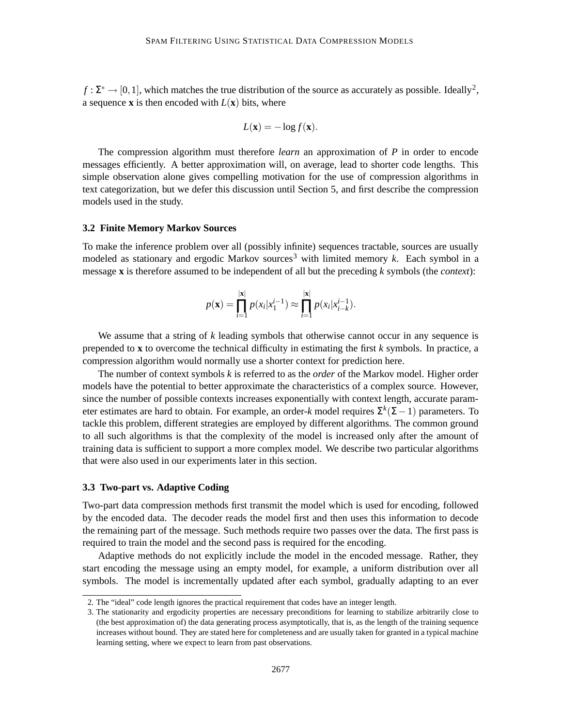$f : \Sigma^* \rightarrow [0, 1]$, which matches the true distribution of the source as accurately as possible. Ideally[2], a sequence $\mathbf{x}$ is then encoded with $L(\mathbf{x})$ bits, where

$$L(\mathbf{x}) = -\log f(\mathbf{x}).$$

The compression algorithm must therefore *learn* an approximation of $P$ in order to encode messages efficiently. A better approximation will, on average, lead to shorter code lengths. This simple observation alone gives compelling motivation for the use of compression algorithms in text categorization, but we defer this discussion until Section 5, and first describe the compression models used in the study.

### 3.2 Finite Memory Markov Sources

To make the inference problem over all (possibly infinite) sequences tractable, sources are usually modeled as stationary and ergodic Markov sources[3] with limited memory $k$. Each symbol in a message $\mathbf{x}$ is therefore assumed to be independent of all but the preceding $k$ symbols (the *context*):

$$p(\mathbf{x}) = \prod_{i=1}^{|\mathbf{x}|} p(x_i | x_1^{i-1}) \approx \prod_{i=1}^{|\mathbf{x}|} p(x_i | x_{i-k}^{i-1}).$$

We assume that a string of $k$ leading symbols that otherwise cannot occur in any sequence is prepended to $\mathbf{x}$ to overcome the technical difficulty in estimating the first $k$ symbols. In practice, a compression algorithm would normally use a shorter context for prediction here.

The number of context symbols $k$ is referred to as the *order* of the Markov model. Higher order models have the potential to better approximate the characteristics of a complex source. However, since the number of possible contexts increases exponentially with context length, accurate parameter estimates are hard to obtain. For example, an order-$k$ model requires $\Sigma^k(\Sigma - 1)$ parameters. To tackle this problem, different strategies are employed by different algorithms. The common ground to all such algorithms is that the complexity of the model is increased only after the amount of training data is sufficient to support a more complex model. We describe two particular algorithms that were also used in our experiments later in this section.

### 3.3 Two-part vs. Adaptive Coding

Two-part data compression methods first transmit the model which is used for encoding, followed by the encoded data. The decoder reads the model first and then uses this information to decode the remaining part of the message. Such methods require two passes over the data. The first pass is required to train the model and the second pass is required for the encoding.

Adaptive methods do not explicitly include the model in the encoded message. Rather, they start encoding the message using an empty model, for example, a uniform distribution over all symbols. The model is incrementally updated after each symbol, gradually adapting to an ever

---

2. The "ideal" code length ignores the practical requirement that codes have an integer length.

3. The stationarity and ergodicity properties are necessary preconditions for learning to stabilize arbitrarily close to (the best approximation of) the data generating process asymptotically, that is, as the length of the training sequence increases without bound. They are stated here for completeness and are usually taken for granted in a typical machine learning setting, where we expect to learn from past observations.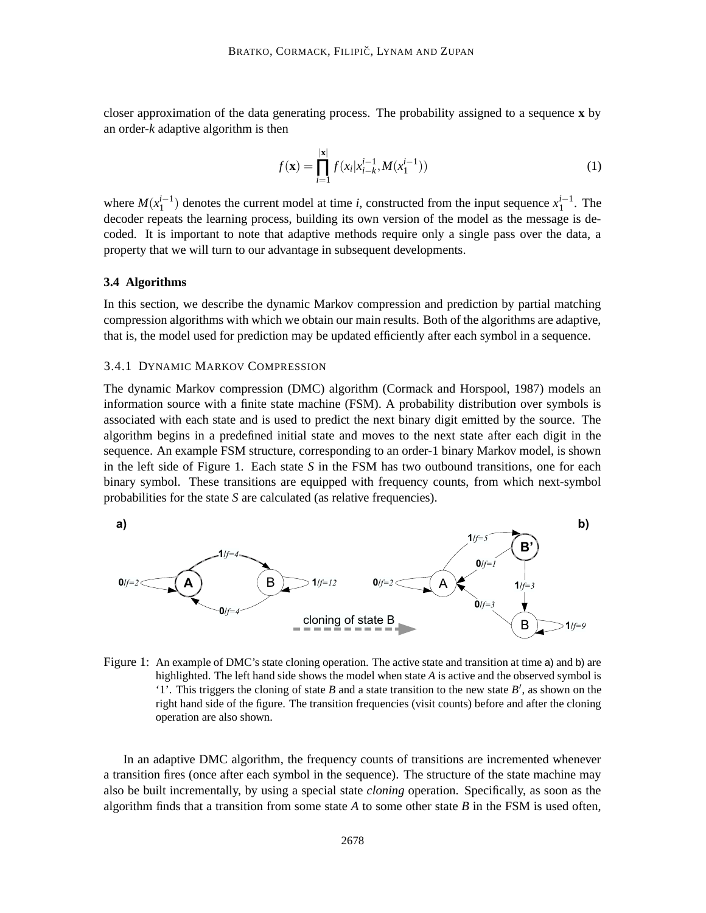closer approximation of the data generating process. The probability assigned to a sequence $\mathbf{x}$ by an order-$k$ adaptive algorithm is then

$$f(\mathbf{x}) = \prod_{i=1}^{|\mathbf{x}|} f(x_i | x_{i-k}^{i-1}, M(x_1^{i-1})) \tag{1}$$

where $M(x_1^{i-1})$ denotes the current model at time $i$, constructed from the input sequence $x_1^{i-1}$. The decoder repeats the learning process, building its own version of the model as the message is decoded. It is important to note that adaptive methods require only a single pass over the data, a property that we will turn to our advantage in subsequent developments.

### 3.4 Algorithms

In this section, we describe the dynamic Markov compression and prediction by partial matching compression algorithms with which we obtain our main results. Both of the algorithms are adaptive, that is, the model used for prediction may be updated efficiently after each symbol in a sequence.

#### 3.4.1 Dynamic Markov Compression

The dynamic Markov compression (DMC) algorithm (Cormack and Horspool, 1987) models an information source with a finite state machine (FSM). A probability distribution over symbols is associated with each state and is used to predict the next binary digit emitted by the source. The algorithm begins in a predefined initial state and moves to the next state after each digit in the sequence. An example FSM structure, corresponding to an order-1 binary Markov model, is shown in the left side of Figure 1. Each state $S$ in the FSM has two outbound transitions, one for each binary symbol. These transitions are equipped with frequency counts, from which next-symbol probabilities for the state $S$ are calculated (as relative frequencies).

Figure 1: An example of DMC's state cloning operation. The active state and transition at time a) and b) are highlighted. The left hand side shows the model when state $A$ is active and the observed symbol is '1'. This triggers the cloning of state $B$ and a state transition to the new state $B'$, as shown on the right hand side of the figure. The transition frequencies (visit counts) before and after the cloning operation are also shown.

In an adaptive DMC algorithm, the frequency counts of transitions are incremented whenever a transition fires (once after each symbol in the sequence). The structure of the state machine may also be built incrementally, by using a special state *cloning* operation. Specifically, as soon as the algorithm finds that a transition from some state $A$ to some other state $B$ in the FSM is used often,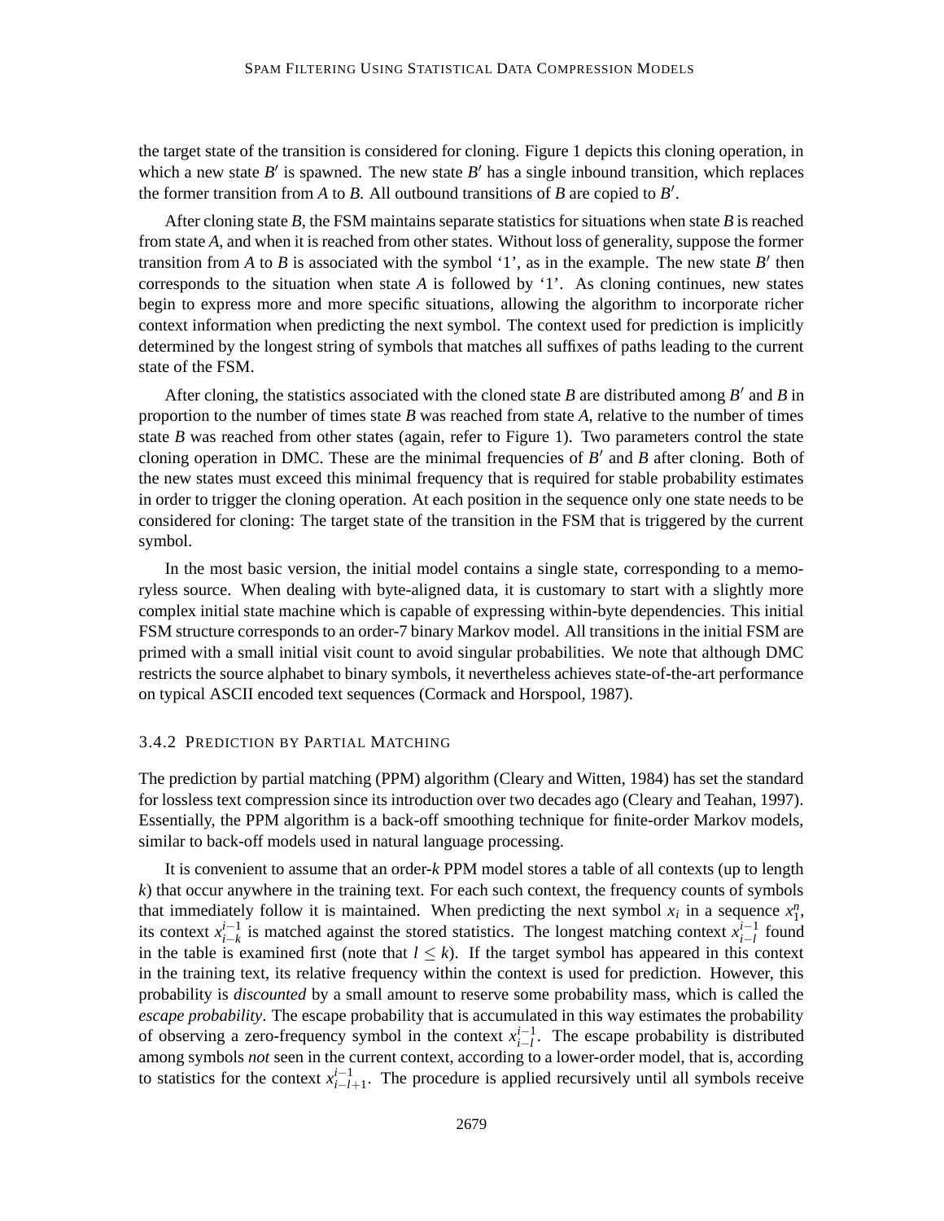the target state of the transition is considered for cloning. Figure 1 depicts this cloning operation, in which a new state $B'$ is spawned. The new state $B'$ has a single inbound transition, which replaces the former transition from $A$ to $B$. All outbound transitions of $B$ are copied to $B'$.

After cloning state $B$, the FSM maintains separate statistics for situations when state $B$ is reached from state $A$, and when it is reached from other states. Without loss of generality, suppose the former transition from $A$ to $B$ is associated with the symbol '1', as in the example. The new state $B'$ then corresponds to the situation when state $A$ is followed by '1'. As cloning continues, new states begin to express more and more specific situations, allowing the algorithm to incorporate richer context information when predicting the next symbol. The context used for prediction is implicitly determined by the longest string of symbols that matches all suffixes of paths leading to the current state of the FSM.

After cloning, the statistics associated with the cloned state $B$ are distributed among $B'$ and $B$ in proportion to the number of times state $B$ was reached from state $A$, relative to the number of times state $B$ was reached from other states (again, refer to Figure 1). Two parameters control the state cloning operation in DMC. These are the minimal frequencies of $B'$ and $B$ after cloning. Both of the new states must exceed this minimal frequency that is required for stable probability estimates in order to trigger the cloning operation. At each position in the sequence only one state needs to be considered for cloning: The target state of the transition in the FSM that is triggered by the current symbol.

In the most basic version, the initial model contains a single state, corresponding to a memoryless source. When dealing with byte-aligned data, it is customary to start with a slightly more complex initial state machine which is capable of expressing within-byte dependencies. This initial FSM structure corresponds to an order-7 binary Markov model. All transitions in the initial FSM are primed with a small initial visit count to avoid singular probabilities. We note that although DMC restricts the source alphabet to binary symbols, it nevertheless achieves state-of-the-art performance on typical ASCII encoded text sequences (Cormack and Horspool, 1987).

### 3.4.2 Prediction by Partial Matching

The prediction by partial matching (PPM) algorithm (Cleary and Witten, 1984) has set the standard for lossless text compression since its introduction over two decades ago (Cleary and Teahan, 1997). Essentially, the PPM algorithm is a back-off smoothing technique for finite-order Markov models, similar to back-off models used in natural language processing.

It is convenient to assume that an order-$k$ PPM model stores a table of all contexts (up to length $k$) that occur anywhere in the training text. For each such context, the frequency counts of symbols that immediately follow it is maintained. When predicting the next symbol $x_i$ in a sequence $x_1^n$, its context $x_{i-k}^{i-1}$ is matched against the stored statistics. The longest matching context $x_{i-l}^{i-1}$ found in the table is examined first (note that $l \leq k$). If the target symbol has appeared in this context in the training text, its relative frequency within the context is used for prediction. However, this probability is *discounted* by a small amount to reserve some probability mass, which is called the *escape probability*. The escape probability that is accumulated in this way estimates the probability of observing a zero-frequency symbol in the context $x_{i-l}^{i-1}$. The escape probability is distributed among symbols *not* seen in the current context, according to a lower-order model, that is, according to statistics for the context $x_{i-l+1}^{i-1}$. The procedure is applied recursively until all symbols receive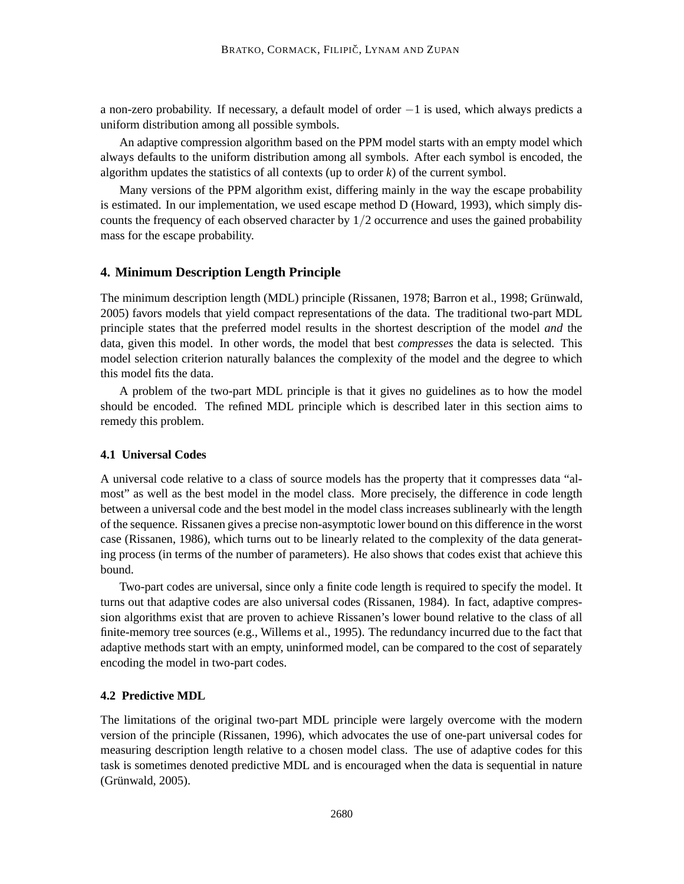a non-zero probability. If necessary, a default model of order $-1$ is used, which always predicts a uniform distribution among all possible symbols.

An adaptive compression algorithm based on the PPM model starts with an empty model which always defaults to the uniform distribution among all symbols. After each symbol is encoded, the algorithm updates the statistics of all contexts (up to order $k$) of the current symbol.

Many versions of the PPM algorithm exist, differing mainly in the way the escape probability is estimated. In our implementation, we used escape method D (Howard, 1993), which simply discounts the frequency of each observed character by $1/2$ occurrence and uses the gained probability mass for the escape probability.

## 4. Minimum Description Length Principle

The minimum description length (MDL) principle (Rissanen, 1978; Barron et al., 1998; Grünwald, 2005) favors models that yield compact representations of the data. The traditional two-part MDL principle states that the preferred model results in the shortest description of the model *and* the data, given this model. In other words, the model that best *compresses* the data is selected. This model selection criterion naturally balances the complexity of the model and the degree to which this model fits the data.

A problem of the two-part MDL principle is that it gives no guidelines as to how the model should be encoded. The refined MDL principle which is described later in this section aims to remedy this problem.

### 4.1 Universal Codes

A universal code relative to a class of source models has the property that it compresses data "almost" as well as the best model in the model class. More precisely, the difference in code length between a universal code and the best model in the model class increases sublinearly with the length of the sequence. Rissanen gives a precise non-asymptotic lower bound on this difference in the worst case (Rissanen, 1986), which turns out to be linearly related to the complexity of the data generating process (in terms of the number of parameters). He also shows that codes exist that achieve this bound.

Two-part codes are universal, since only a finite code length is required to specify the model. It turns out that adaptive codes are also universal codes (Rissanen, 1984). In fact, adaptive compression algorithms exist that are proven to achieve Rissanen's lower bound relative to the class of all finite-memory tree sources (e.g., Willems et al., 1995). The redundancy incurred due to the fact that adaptive methods start with an empty, uninformed model, can be compared to the cost of separately encoding the model in two-part codes.

### 4.2 Predictive MDL

The limitations of the original two-part MDL principle were largely overcome with the modern version of the principle (Rissanen, 1996), which advocates the use of one-part universal codes for measuring description length relative to a chosen model class. The use of adaptive codes for this task is sometimes denoted predictive MDL and is encouraged when the data is sequential in nature (Grünwald, 2005).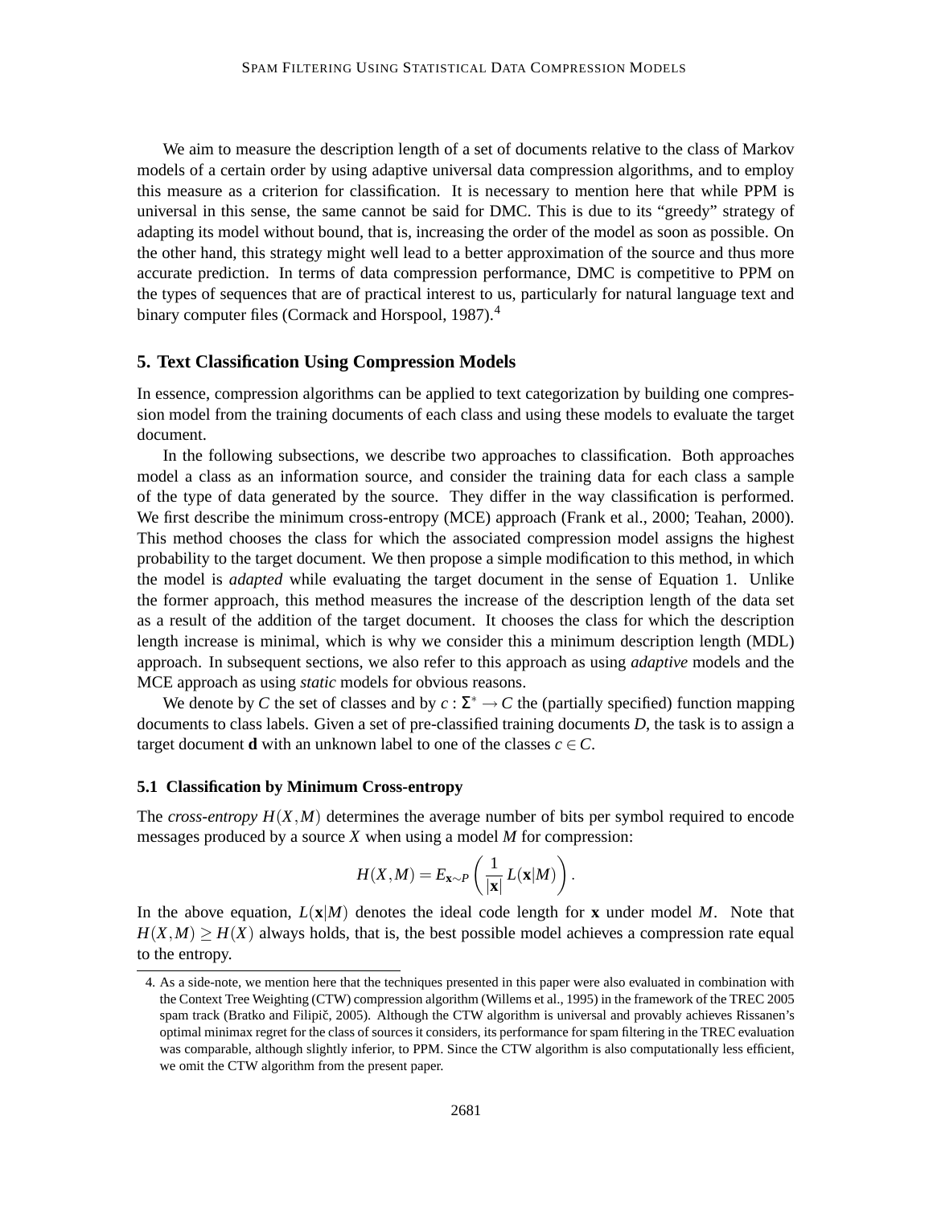We aim to measure the description length of a set of documents relative to the class of Markov models of a certain order by using adaptive universal data compression algorithms, and to employ this measure as a criterion for classification. It is necessary to mention here that while PPM is universal in this sense, the same cannot be said for DMC. This is due to its "greedy" strategy of adapting its model without bound, that is, increasing the order of the model as soon as possible. On the other hand, this strategy might well lead to a better approximation of the source and thus more accurate prediction. In terms of data compression performance, DMC is competitive to PPM on the types of sequences that are of practical interest to us, particularly for natural language text and binary computer files (Cormack and Horspool, 1987).[4]

## 5. Text Classification Using Compression Models

In essence, compression algorithms can be applied to text categorization by building one compression model from the training documents of each class and using these models to evaluate the target document.

In the following subsections, we describe two approaches to classification. Both approaches model a class as an information source, and consider the training data for each class a sample of the type of data generated by the source. They differ in the way classification is performed. We first describe the minimum cross-entropy (MCE) approach (Frank et al., 2000; Teahan, 2000). This method chooses the class for which the associated compression model assigns the highest probability to the target document. We then propose a simple modification to this method, in which the model is *adapted* while evaluating the target document in the sense of Equation 1. Unlike the former approach, this method measures the increase of the description length of the data set as a result of the addition of the target document. It chooses the class for which the description length increase is minimal, which is why we consider this a minimum description length (MDL) approach. In subsequent sections, we also refer to this approach as using *adaptive* models and the MCE approach as using *static* models for obvious reasons.

We denote by $C$ the set of classes and by $c : \Sigma^* \rightarrow C$ the (partially specified) function mapping documents to class labels. Given a set of pre-classified training documents $D$, the task is to assign a target document $\mathbf{d}$ with an unknown label to one of the classes $c \in C$.

### 5.1 Classification by Minimum Cross-entropy

The *cross-entropy* $H(X,M)$ determines the average number of bits per symbol required to encode messages produced by a source $X$ when using a model $M$ for compression:

$$H(X,M) = E_{\mathbf{x}\sim P}\left(\frac{1}{|\mathbf{x}|}L(\mathbf{x}|M)\right).$$

In the above equation, $L(\mathbf{x}|M)$ denotes the ideal code length for $\mathbf{x}$ under model $M$. Note that $H(X,M) \geq H(X)$ always holds, that is, the best possible model achieves a compression rate equal to the entropy.

4. As a side-note, we mention here that the techniques presented in this paper were also evaluated in combination with the Context Tree Weighting (CTW) compression algorithm (Willems et al., 1995) in the framework of the TREC 2005 spam track (Bratko and Filipič, 2005). Although the CTW algorithm is universal and provably achieves Rissanen's optimal minimax regret for the class of sources it considers, its performance for spam filtering in the TREC evaluation was comparable, although slightly inferior, to PPM. Since the CTW algorithm is also computationally less efficient, we omit the CTW algorithm from the present paper.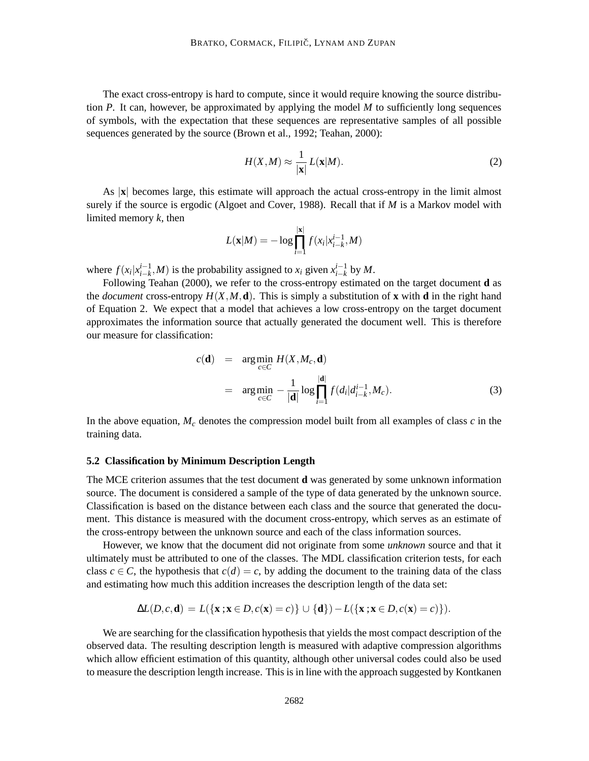The exact cross-entropy is hard to compute, since it would require knowing the source distribution $P$. It can, however, be approximated by applying the model $M$ to sufficiently long sequences of symbols, with the expectation that these sequences are representative samples of all possible sequences generated by the source (Brown et al., 1992; Teahan, 2000):

$$H(X,M) \approx \frac{1}{|\mathbf{x}|} L(\mathbf{x}|M). \tag{2}$$

As $|\mathbf{x}|$ becomes large, this estimate will approach the actual cross-entropy in the limit almost surely if the source is ergodic (Algoet and Cover, 1988). Recall that if $M$ is a Markov model with limited memory $k$, then

$$L(\mathbf{x}|M) = -\log \prod_{i=1}^{|\mathbf{x}|} f(x_i|x_{i-k}^{i-1}, M)$$

where $f(x_i|x_{i-k}^{i-1}, M)$ is the probability assigned to $x_i$ given $x_{i-k}^{i-1}$ by $M$.

Following Teahan (2000), we refer to the cross-entropy estimated on the target document $\mathbf{d}$ as the *document* cross-entropy $H(X,M,\mathbf{d})$. This is simply a substitution of $\mathbf{x}$ with $\mathbf{d}$ in the right hand of Equation 2. We expect that a model that achieves a low cross-entropy on the target document approximates the information source that actually generated the document well. This is therefore our measure for classification:

$$\begin{aligned} c(\mathbf{d}) &= \arg\min_{c \in C} H(X, M_c, \mathbf{d}) \\ &= \arg\min_{c \in C} -\frac{1}{|\mathbf{d}|} \log \prod_{i=1}^{|\mathbf{d}|} f(d_i|d_{i-k}^{i-1}, M_c). \end{aligned} \tag{3}$$

In the above equation, $M_c$ denotes the compression model built from all examples of class $c$ in the training data.

### 5.2 Classification by Minimum Description Length

The MCE criterion assumes that the test document $\mathbf{d}$ was generated by some unknown information source. The document is considered a sample of the type of data generated by the unknown source. Classification is based on the distance between each class and the source that generated the document. This distance is measured with the document cross-entropy, which serves as an estimate of the cross-entropy between the unknown source and each of the class information sources.

However, we know that the document did not originate from some *unknown* source and that it ultimately must be attributed to one of the classes. The MDL classification criterion tests, for each class $c \in C$, the hypothesis that $c(d) = c$, by adding the document to the training data of the class and estimating how much this addition increases the description length of the data set:

$$\Delta L(D, c, \mathbf{d}) = L(\{\mathbf{x}\,; \mathbf{x} \in D, c(\mathbf{x}) = c)\} \cup \{\mathbf{d}\}) - L(\{\mathbf{x}\,; \mathbf{x} \in D, c(\mathbf{x}) = c)\}).$$

We are searching for the classification hypothesis that yields the most compact description of the observed data. The resulting description length is measured with adaptive compression algorithms which allow efficient estimation of this quantity, although other universal codes could also be used to measure the description length increase. This is in line with the approach suggested by Kontkanen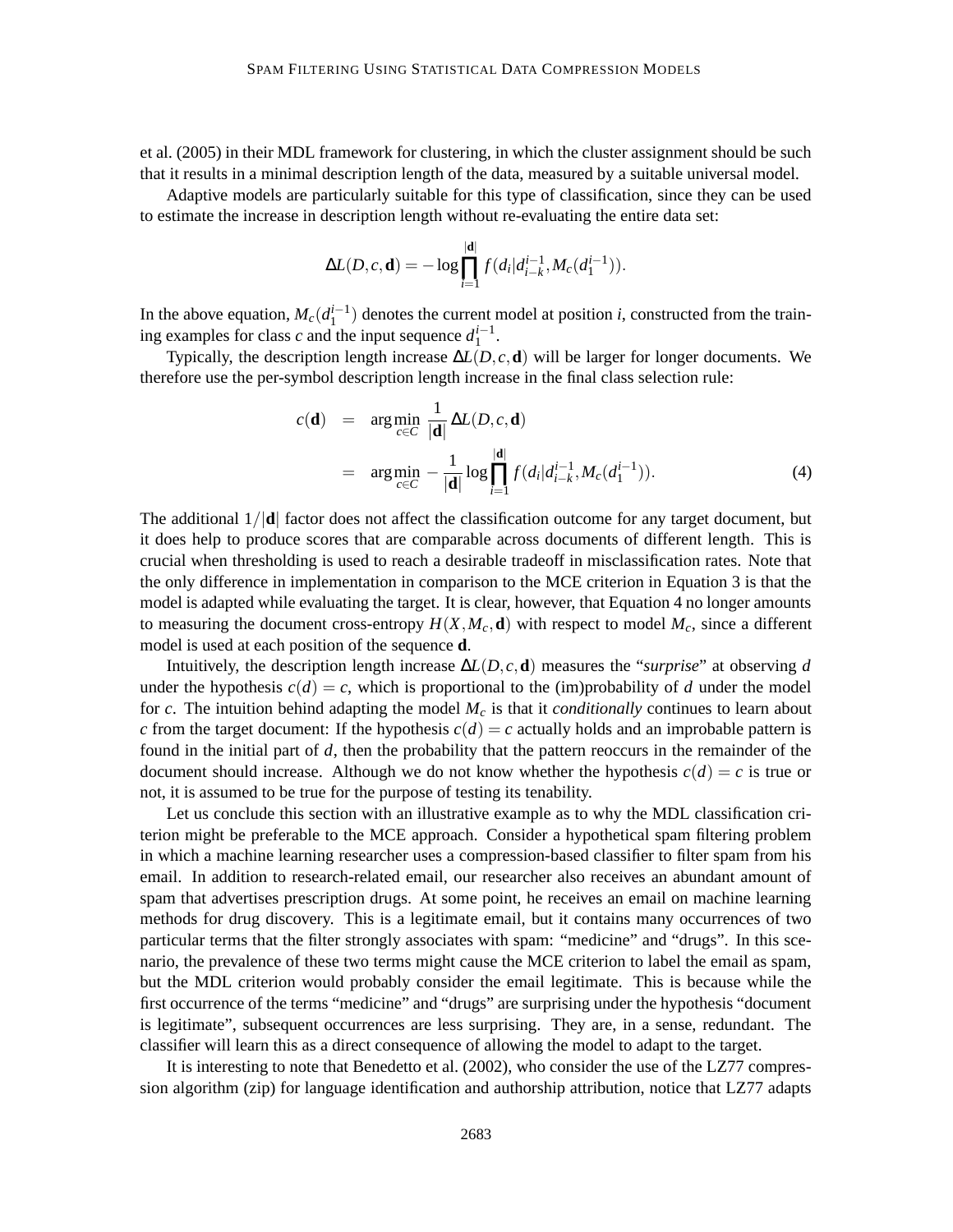et al. (2005) in their MDL framework for clustering, in which the cluster assignment should be such that it results in a minimal description length of the data, measured by a suitable universal model.

Adaptive models are particularly suitable for this type of classification, since they can be used to estimate the increase in description length without re-evaluating the entire data set:

$$\Delta L(D, c, \mathbf{d}) = -\log \prod_{i=1}^{|\mathbf{d}|} f(d_i | d_{i-k}^{i-1}, M_c(d_1^{i-1})).$$

In the above equation, $M_c(d_1^{i-1})$ denotes the current model at position $i$, constructed from the training examples for class $c$ and the input sequence $d_1^{i-1}$.

Typically, the description length increase $\Delta L(D, c, \mathbf{d})$ will be larger for longer documents. We therefore use the per-symbol description length increase in the final class selection rule:

$$\begin{aligned} c(\mathbf{d}) &= \arg\min_{c \in C} \frac{1}{|\mathbf{d}|} \Delta L(D, c, \mathbf{d}) \\ &= \arg\min_{c \in C} -\frac{1}{|\mathbf{d}|} \log \prod_{i=1}^{|\mathbf{d}|} f(d_i | d_{i-k}^{i-1}, M_c(d_1^{i-1})). \end{aligned} \tag{4}$$

The additional $1/|\mathbf{d}|$ factor does not affect the classification outcome for any target document, but it does help to produce scores that are comparable across documents of different length. This is crucial when thresholding is used to reach a desirable tradeoff in misclassification rates. Note that the only difference in implementation in comparison to the MCE criterion in Equation 3 is that the model is adapted while evaluating the target. It is clear, however, that Equation 4 no longer amounts to measuring the document cross-entropy $H(X, M_c, \mathbf{d})$ with respect to model $M_c$, since a different model is used at each position of the sequence $\mathbf{d}$.

Intuitively, the description length increase $\Delta L(D, c, \mathbf{d})$ measures the "*surprise*" at observing $d$ under the hypothesis $c(d) = c$, which is proportional to the (im)probability of $d$ under the model for $c$. The intuition behind adapting the model $M_c$ is that it *conditionally* continues to learn about $c$ from the target document: If the hypothesis $c(d) = c$ actually holds and an improbable pattern is found in the initial part of $d$, then the probability that the pattern reoccurs in the remainder of the document should increase. Although we do not know whether the hypothesis $c(d) = c$ is true or not, it is assumed to be true for the purpose of testing its tenability.

Let us conclude this section with an illustrative example as to why the MDL classification criterion might be preferable to the MCE approach. Consider a hypothetical spam filtering problem in which a machine learning researcher uses a compression-based classifier to filter spam from his email. In addition to research-related email, our researcher also receives an abundant amount of spam that advertises prescription drugs. At some point, he receives an email on machine learning methods for drug discovery. This is a legitimate email, but it contains many occurrences of two particular terms that the filter strongly associates with spam: "medicine" and "drugs". In this scenario, the prevalence of these two terms might cause the MCE criterion to label the email as spam, but the MDL criterion would probably consider the email legitimate. This is because while the first occurrence of the terms "medicine" and "drugs" are surprising under the hypothesis "document is legitimate", subsequent occurrences are less surprising. They are, in a sense, redundant. The classifier will learn this as a direct consequence of allowing the model to adapt to the target.

It is interesting to note that Benedetto et al. (2002), who consider the use of the LZ77 compression algorithm (zip) for language identification and authorship attribution, notice that LZ77 adapts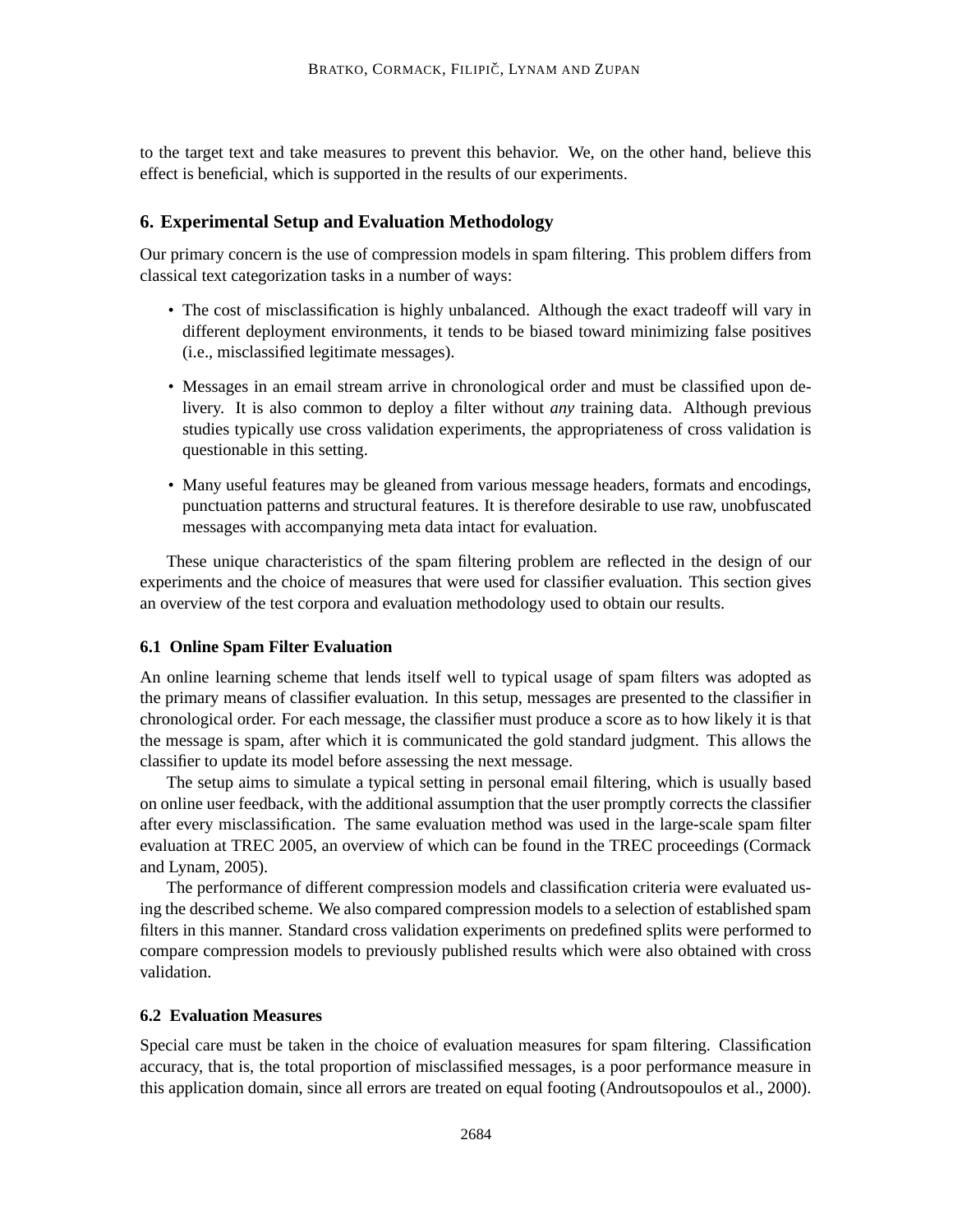to the target text and take measures to prevent this behavior. We, on the other hand, believe this effect is beneficial, which is supported in the results of our experiments.

## 6. Experimental Setup and Evaluation Methodology

Our primary concern is the use of compression models in spam filtering. This problem differs from classical text categorization tasks in a number of ways:

- The cost of misclassification is highly unbalanced. Although the exact tradeoff will vary in different deployment environments, it tends to be biased toward minimizing false positives (i.e., misclassified legitimate messages).
- Messages in an email stream arrive in chronological order and must be classified upon delivery. It is also common to deploy a filter without *any* training data. Although previous studies typically use cross validation experiments, the appropriateness of cross validation is questionable in this setting.
- Many useful features may be gleaned from various message headers, formats and encodings, punctuation patterns and structural features. It is therefore desirable to use raw, unobfuscated messages with accompanying meta data intact for evaluation.

These unique characteristics of the spam filtering problem are reflected in the design of our experiments and the choice of measures that were used for classifier evaluation. This section gives an overview of the test corpora and evaluation methodology used to obtain our results.

### 6.1 Online Spam Filter Evaluation

An online learning scheme that lends itself well to typical usage of spam filters was adopted as the primary means of classifier evaluation. In this setup, messages are presented to the classifier in chronological order. For each message, the classifier must produce a score as to how likely it is that the message is spam, after which it is communicated the gold standard judgment. This allows the classifier to update its model before assessing the next message.

The setup aims to simulate a typical setting in personal email filtering, which is usually based on online user feedback, with the additional assumption that the user promptly corrects the classifier after every misclassification. The same evaluation method was used in the large-scale spam filter evaluation at TREC 2005, an overview of which can be found in the TREC proceedings (Cormack and Lynam, 2005).

The performance of different compression models and classification criteria were evaluated using the described scheme. We also compared compression models to a selection of established spam filters in this manner. Standard cross validation experiments on predefined splits were performed to compare compression models to previously published results which were also obtained with cross validation.

### 6.2 Evaluation Measures

Special care must be taken in the choice of evaluation measures for spam filtering. Classification accuracy, that is, the total proportion of misclassified messages, is a poor performance measure in this application domain, since all errors are treated on equal footing (Androutsopoulos et al., 2000).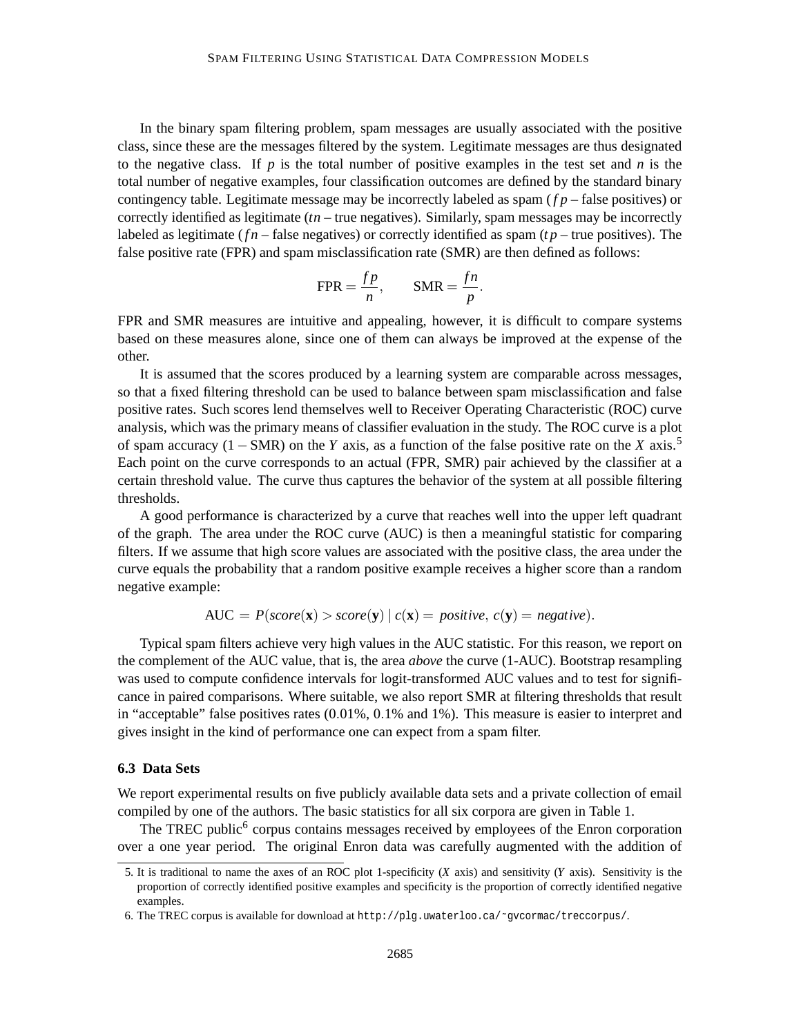In the binary spam filtering problem, spam messages are usually associated with the positive class, since these are the messages filtered by the system. Legitimate messages are thus designated to the negative class. If $p$ is the total number of positive examples in the test set and $n$ is the total number of negative examples, four classification outcomes are defined by the standard binary contingency table. Legitimate message may be incorrectly labeled as spam ($fp$ – false positives) or correctly identified as legitimate ($tn$ – true negatives). Similarly, spam messages may be incorrectly labeled as legitimate ($fn$ – false negatives) or correctly identified as spam ($tp$ – true positives). The false positive rate (FPR) and spam misclassification rate (SMR) are then defined as follows:

$$\text{FPR} = \frac{fp}{n}, \qquad \text{SMR} = \frac{fn}{p}.$$

FPR and SMR measures are intuitive and appealing, however, it is difficult to compare systems based on these measures alone, since one of them can always be improved at the expense of the other.

It is assumed that the scores produced by a learning system are comparable across messages, so that a fixed filtering threshold can be used to balance between spam misclassification and false positive rates. Such scores lend themselves well to Receiver Operating Characteristic (ROC) curve analysis, which was the primary means of classifier evaluation in the study. The ROC curve is a plot of spam accuracy ($1 - \text{SMR}$) on the $Y$ axis, as a function of the false positive rate on the $X$ axis.[5] Each point on the curve corresponds to an actual (FPR, SMR) pair achieved by the classifier at a certain threshold value. The curve thus captures the behavior of the system at all possible filtering thresholds.

A good performance is characterized by a curve that reaches well into the upper left quadrant of the graph. The area under the ROC curve (AUC) is then a meaningful statistic for comparing filters. If we assume that high score values are associated with the positive class, the area under the curve equals the probability that a random positive example receives a higher score than a random negative example:

$$\text{AUC} = P(score(\mathbf{x}) > score(\mathbf{y}) \mid c(\mathbf{x}) = \textit{positive},\, c(\mathbf{y}) = \textit{negative}).$$

Typical spam filters achieve very high values in the AUC statistic. For this reason, we report on the complement of the AUC value, that is, the area *above* the curve (1-AUC). Bootstrap resampling was used to compute confidence intervals for logit-transformed AUC values and to test for significance in paired comparisons. Where suitable, we also report SMR at filtering thresholds that result in "acceptable" false positives rates (0.01%, 0.1% and 1%). This measure is easier to interpret and gives insight in the kind of performance one can expect from a spam filter.

### 6.3 Data Sets

We report experimental results on five publicly available data sets and a private collection of email compiled by one of the authors. The basic statistics for all six corpora are given in Table 1.

The TREC public[6] corpus contains messages received by employees of the Enron corporation over a one year period. The original Enron data was carefully augmented with the addition of

5. It is traditional to name the axes of an ROC plot 1-specificity ($X$ axis) and sensitivity ($Y$ axis). Sensitivity is the proportion of correctly identified positive examples and specificity is the proportion of correctly identified negative examples.

6. The TREC corpus is available for download at `http://plg.uwaterloo.ca/~gvcormac/treccorpus/`.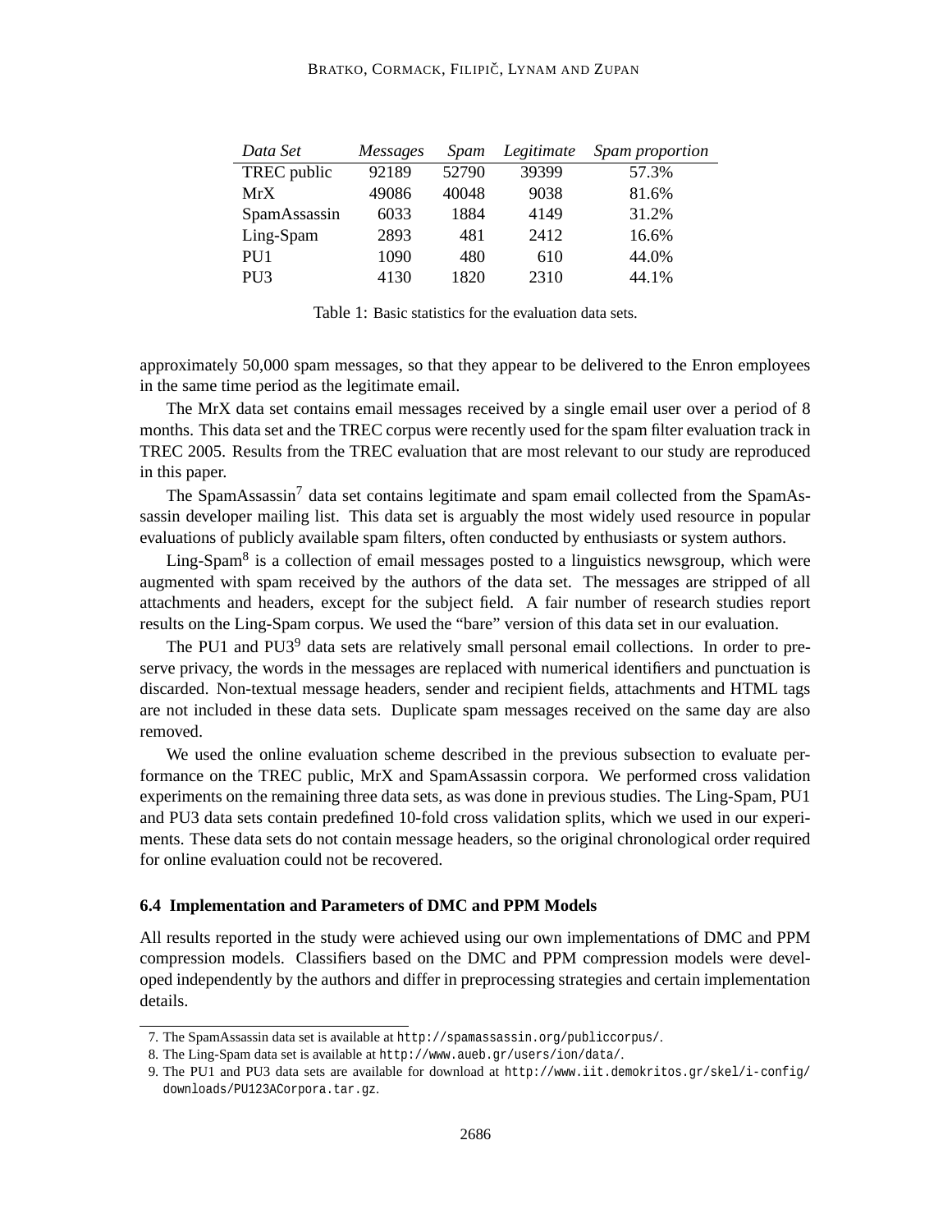| *Data Set* | *Messages* | *Spam* | *Legitimate* | *Spam proportion* |
|---|---|---|---|---|
| TREC public | 92189 | 52790 | 39399 | 57.3% |
| MrX | 49086 | 40048 | 9038 | 81.6% |
| SpamAssassin | 6033 | 1884 | 4149 | 31.2% |
| Ling-Spam | 2893 | 481 | 2412 | 16.6% |
| PU1 | 1090 | 480 | 610 | 44.0% |
| PU3 | 4130 | 1820 | 2310 | 44.1% |

Table 1: Basic statistics for the evaluation data sets.

approximately 50,000 spam messages, so that they appear to be delivered to the Enron employees in the same time period as the legitimate email.

The MrX data set contains email messages received by a single email user over a period of 8 months. This data set and the TREC corpus were recently used for the spam filter evaluation track in TREC 2005. Results from the TREC evaluation that are most relevant to our study are reproduced in this paper.

The SpamAssassin[7] data set contains legitimate and spam email collected from the SpamAssassin developer mailing list. This data set is arguably the most widely used resource in popular evaluations of publicly available spam filters, often conducted by enthusiasts or system authors.

Ling-Spam[8] is a collection of email messages posted to a linguistics newsgroup, which were augmented with spam received by the authors of the data set. The messages are stripped of all attachments and headers, except for the subject field. A fair number of research studies report results on the Ling-Spam corpus. We used the "bare" version of this data set in our evaluation.

The PU1 and PU3[9] data sets are relatively small personal email collections. In order to preserve privacy, the words in the messages are replaced with numerical identifiers and punctuation is discarded. Non-textual message headers, sender and recipient fields, attachments and HTML tags are not included in these data sets. Duplicate spam messages received on the same day are also removed.

We used the online evaluation scheme described in the previous subsection to evaluate performance on the TREC public, MrX and SpamAssassin corpora. We performed cross validation experiments on the remaining three data sets, as was done in previous studies. The Ling-Spam, PU1 and PU3 data sets contain predefined 10-fold cross validation splits, which we used in our experiments. These data sets do not contain message headers, so the original chronological order required for online evaluation could not be recovered.

### 6.4 Implementation and Parameters of DMC and PPM Models

All results reported in the study were achieved using our own implementations of DMC and PPM compression models. Classifiers based on the DMC and PPM compression models were developed independently by the authors and differ in preprocessing strategies and certain implementation details.

7. The SpamAssassin data set is available at `http://spamassassin.org/publiccorpus/`.
8. The Ling-Spam data set is available at `http://www.aueb.gr/users/ion/data/`.
9. The PU1 and PU3 data sets are available for download at `http://www.iit.demokritos.gr/skel/i-config/downloads/PU123ACorpora.tar.gz`.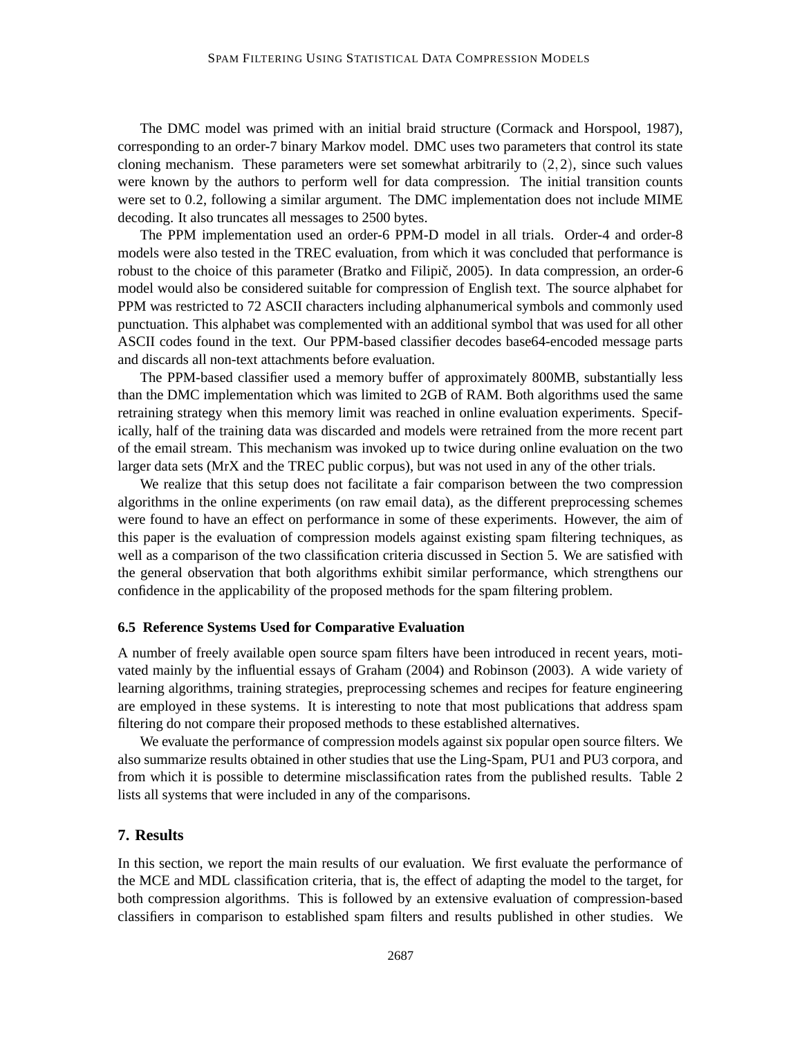The DMC model was primed with an initial braid structure (Cormack and Horspool, 1987), corresponding to an order-7 binary Markov model. DMC uses two parameters that control its state cloning mechanism. These parameters were set somewhat arbitrarily to $(2,2)$, since such values were known by the authors to perform well for data compression. The initial transition counts were set to $0.2$, following a similar argument. The DMC implementation does not include MIME decoding. It also truncates all messages to 2500 bytes.

The PPM implementation used an order-6 PPM-D model in all trials. Order-4 and order-8 models were also tested in the TREC evaluation, from which it was concluded that performance is robust to the choice of this parameter (Bratko and Filipič, 2005). In data compression, an order-6 model would also be considered suitable for compression of English text. The source alphabet for PPM was restricted to 72 ASCII characters including alphanumerical symbols and commonly used punctuation. This alphabet was complemented with an additional symbol that was used for all other ASCII codes found in the text. Our PPM-based classifier decodes base64-encoded message parts and discards all non-text attachments before evaluation.

The PPM-based classifier used a memory buffer of approximately 800MB, substantially less than the DMC implementation which was limited to 2GB of RAM. Both algorithms used the same retraining strategy when this memory limit was reached in online evaluation experiments. Specifically, half of the training data was discarded and models were retrained from the more recent part of the email stream. This mechanism was invoked up to twice during online evaluation on the two larger data sets (MrX and the TREC public corpus), but was not used in any of the other trials.

We realize that this setup does not facilitate a fair comparison between the two compression algorithms in the online experiments (on raw email data), as the different preprocessing schemes were found to have an effect on performance in some of these experiments. However, the aim of this paper is the evaluation of compression models against existing spam filtering techniques, as well as a comparison of the two classification criteria discussed in Section 5. We are satisfied with the general observation that both algorithms exhibit similar performance, which strengthens our confidence in the applicability of the proposed methods for the spam filtering problem.

### 6.5 Reference Systems Used for Comparative Evaluation

A number of freely available open source spam filters have been introduced in recent years, motivated mainly by the influential essays of Graham (2004) and Robinson (2003). A wide variety of learning algorithms, training strategies, preprocessing schemes and recipes for feature engineering are employed in these systems. It is interesting to note that most publications that address spam filtering do not compare their proposed methods to these established alternatives.

We evaluate the performance of compression models against six popular open source filters. We also summarize results obtained in other studies that use the Ling-Spam, PU1 and PU3 corpora, and from which it is possible to determine misclassification rates from the published results. Table 2 lists all systems that were included in any of the comparisons.

## 7. Results

In this section, we report the main results of our evaluation. We first evaluate the performance of the MCE and MDL classification criteria, that is, the effect of adapting the model to the target, for both compression algorithms. This is followed by an extensive evaluation of compression-based classifiers in comparison to established spam filters and results published in other studies. We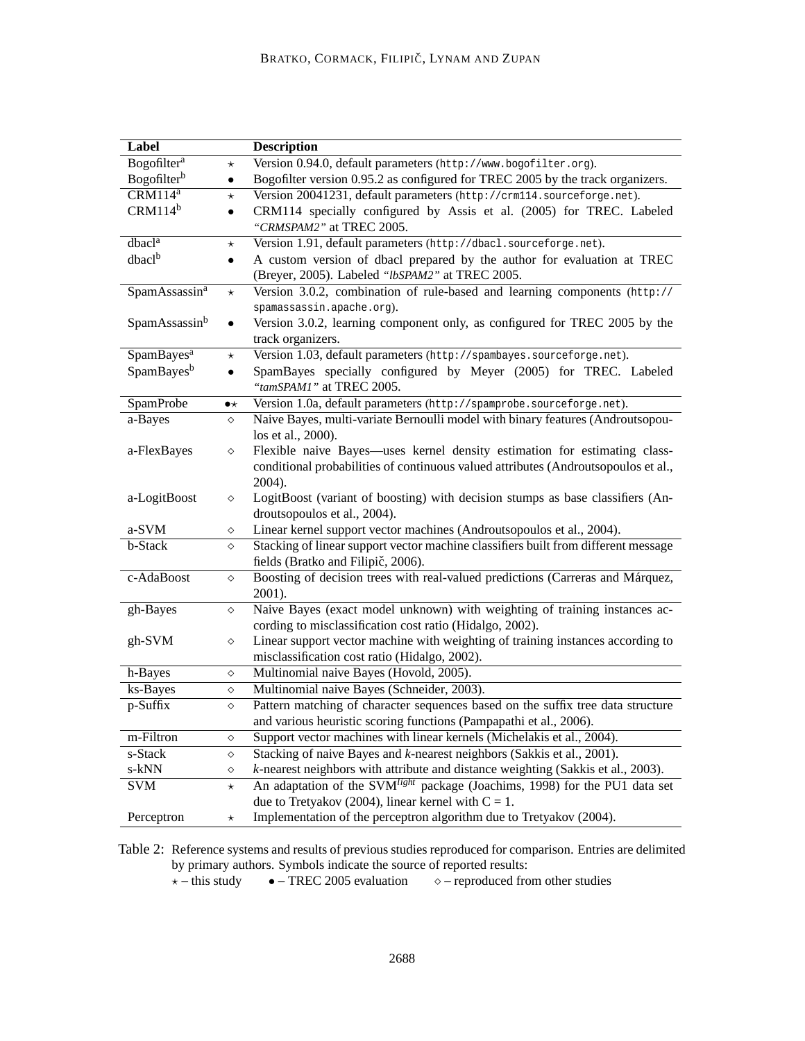| Label | | Description |
|---|---|---|
| Bogofilter[a] | ⋆ | Version 0.94.0, default parameters (`http://www.bogofilter.org`). |
| Bogofilter[b] | • | Bogofilter version 0.95.2 as configured for TREC 2005 by the track organizers. |
| CRM114[a] | ⋆ | Version 20041231, default parameters (`http://crm114.sourceforge.net`). |
| CRM114[b] | • | CRM114 specially configured by Assis et al. (2005) for TREC. Labeled *"CRMSPAM2"* at TREC 2005. |
| dbacl[a] | ⋆ | Version 1.91, default parameters (`http://dbacl.sourceforge.net`). |
| dbacl[b] | • | A custom version of dbacl prepared by the author for evaluation at TREC (Breyer, 2005). Labeled *"lbSPAM2"* at TREC 2005. |
| SpamAssassin[a] | ⋆ | Version 3.0.2, combination of rule-based and learning components (`http://spamassassin.apache.org`). |
| SpamAssassin[b] | • | Version 3.0.2, learning component only, as configured for TREC 2005 by the track organizers. |
| SpamBayes[a] | ⋆ | Version 1.03, default parameters (`http://spambayes.sourceforge.net`). |
| SpamBayes[b] | • | SpamBayes specially configured by Meyer (2005) for TREC. Labeled *"tamSPAM1"* at TREC 2005. |
| SpamProbe | •⋆ | Version 1.0a, default parameters (`http://spamprobe.sourceforge.net`). |
| a-Bayes | ⋄ | Naive Bayes, multi-variate Bernoulli model with binary features (Androutsopoulos et al., 2000). |
| a-FlexBayes | ⋄ | Flexible naive Bayes—uses kernel density estimation for estimating class-conditional probabilities of continuous valued attributes (Androutsopoulos et al., 2004). |
| a-LogitBoost | ⋄ | LogitBoost (variant of boosting) with decision stumps as base classifiers (Androutsopoulos et al., 2004). |
| a-SVM | ⋄ | Linear kernel support vector machines (Androutsopoulos et al., 2004). |
| b-Stack | ⋄ | Stacking of linear support vector machine classifiers built from different message fields (Bratko and Filipič, 2006). |
| c-AdaBoost | ⋄ | Boosting of decision trees with real-valued predictions (Carreras and Márquez, 2001). |
| gh-Bayes | ⋄ | Naive Bayes (exact model unknown) with weighting of training instances according to misclassification cost ratio (Hidalgo, 2002). |
| gh-SVM | ⋄ | Linear support vector machine with weighting of training instances according to misclassification cost ratio (Hidalgo, 2002). |
| h-Bayes | ⋄ | Multinomial naive Bayes (Hovold, 2005). |
| ks-Bayes | ⋄ | Multinomial naive Bayes (Schneider, 2003). |
| p-Suffix | ⋄ | Pattern matching of character sequences based on the suffix tree data structure and various heuristic scoring functions (Pampapathi et al., 2006). |
| m-Filtron | ⋄ | Support vector machines with linear kernels (Michelakis et al., 2004). |
| s-Stack | ⋄ | Stacking of naive Bayes and *k*-nearest neighbors (Sakkis et al., 2001). |
| s-kNN | ⋄ | *k*-nearest neighbors with attribute and distance weighting (Sakkis et al., 2003). |
| SVM | ⋆ | An adaptation of the SVM*light* package (Joachims, 1998) for the PU1 data set due to Tretyakov (2004), linear kernel with C = 1. |
| Perceptron | ⋆ | Implementation of the perceptron algorithm due to Tretyakov (2004). |

Table 2: Reference systems and results of previous studies reproduced for comparison. Entries are delimited by primary authors. Symbols indicate the source of reported results:
⋆ – this study  • – TREC 2005 evaluation  ⋄ – reproduced from other studies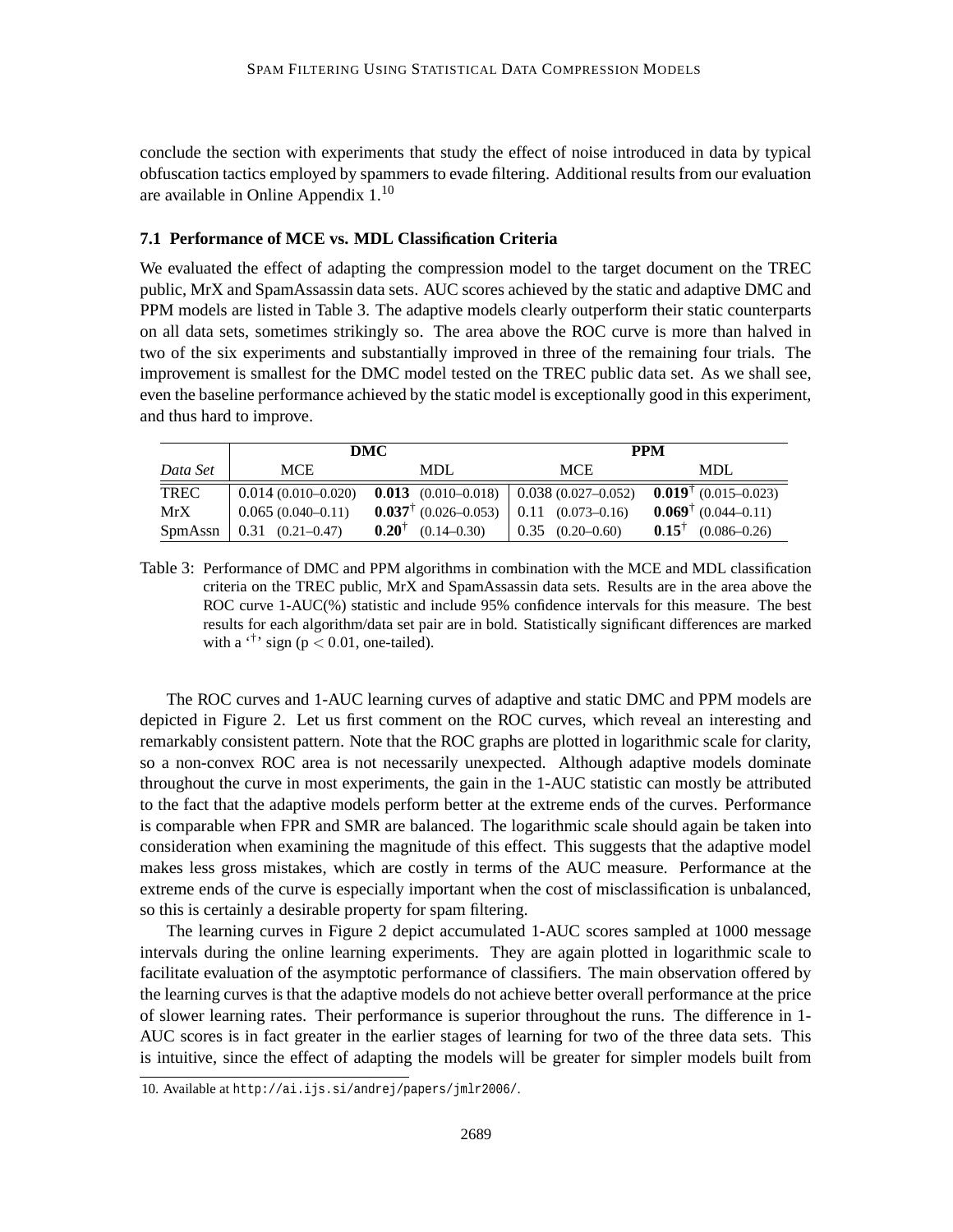conclude the section with experiments that study the effect of noise introduced in data by typical obfuscation tactics employed by spammers to evade filtering. Additional results from our evaluation are available in Online Appendix 1.[10]

### 7.1 Performance of MCE vs. MDL Classification Criteria

We evaluated the effect of adapting the compression model to the target document on the TREC public, MrX and SpamAssassin data sets. AUC scores achieved by the static and adaptive DMC and PPM models are listed in Table 3. The adaptive models clearly outperform their static counterparts on all data sets, sometimes strikingly so. The area above the ROC curve is more than halved in two of the six experiments and substantially improved in three of the remaining four trials. The improvement is smallest for the DMC model tested on the TREC public data set. As we shall see, even the baseline performance achieved by the static model is exceptionally good in this experiment, and thus hard to improve.

| | DMC | | PPM | |
|---|---|---|---|---|
| *Data Set* | MCE | MDL | MCE | MDL |
| TREC | 0.014 (0.010–0.020) | **0.013** (0.010–0.018) | 0.038 (0.027–0.052) | **0.019**$^{\dagger}$ (0.015–0.023) |
| MrX | 0.065 (0.040–0.11) | **0.037**$^{\dagger}$ (0.026–0.053) | 0.11 (0.073–0.16) | **0.069**$^{\dagger}$ (0.044–0.11) |
| SpmAssn | 0.31 (0.21–0.47) | **0.20**$^{\dagger}$ (0.14–0.30) | 0.35 (0.20–0.60) | **0.15**$^{\dagger}$ (0.086–0.26) |

Table 3: Performance of DMC and PPM algorithms in combination with the MCE and MDL classification criteria on the TREC public, MrX and SpamAssassin data sets. Results are in the area above the ROC curve 1-AUC(%) statistic and include 95% confidence intervals for this measure. The best results for each algorithm/data set pair are in bold. Statistically significant differences are marked with a '$\dagger$' sign ($p < 0.01$, one-tailed).

The ROC curves and 1-AUC learning curves of adaptive and static DMC and PPM models are depicted in Figure 2. Let us first comment on the ROC curves, which reveal an interesting and remarkably consistent pattern. Note that the ROC graphs are plotted in logarithmic scale for clarity, so a non-convex ROC area is not necessarily unexpected. Although adaptive models dominate throughout the curve in most experiments, the gain in the 1-AUC statistic can mostly be attributed to the fact that the adaptive models perform better at the extreme ends of the curves. Performance is comparable when FPR and SMR are balanced. The logarithmic scale should again be taken into consideration when examining the magnitude of this effect. This suggests that the adaptive model makes less gross mistakes, which are costly in terms of the AUC measure. Performance at the extreme ends of the curve is especially important when the cost of misclassification is unbalanced, so this is certainly a desirable property for spam filtering.

The learning curves in Figure 2 depict accumulated 1-AUC scores sampled at 1000 message intervals during the online learning experiments. They are again plotted in logarithmic scale to facilitate evaluation of the asymptotic performance of classifiers. The main observation offered by the learning curves is that the adaptive models do not achieve better overall performance at the price of slower learning rates. Their performance is superior throughout the runs. The difference in 1-AUC scores is in fact greater in the earlier stages of learning for two of the three data sets. This is intuitive, since the effect of adapting the models will be greater for simpler models built from

10. Available at http://ai.ijs.si/andrej/papers/jmlr2006/.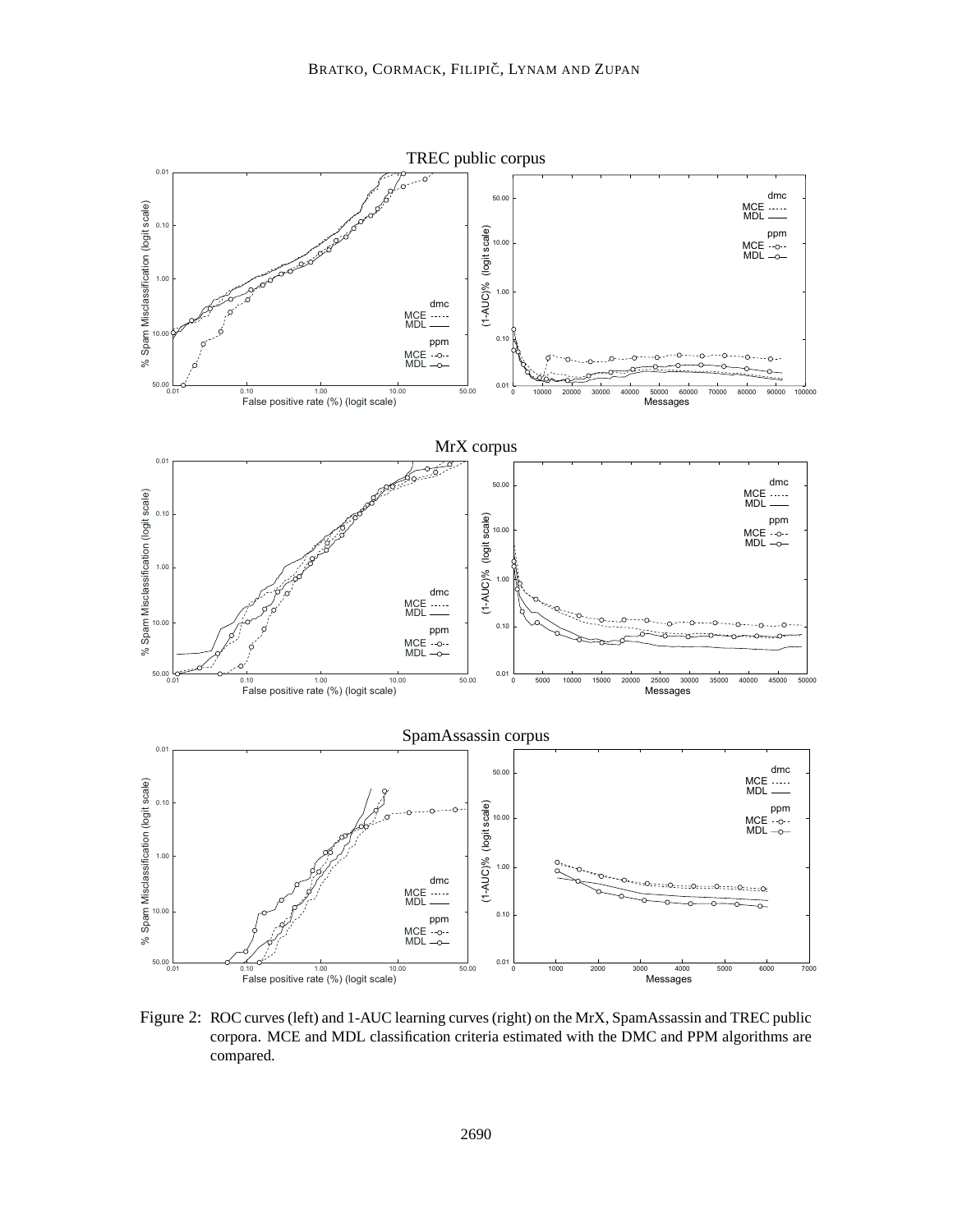Figure 2: ROC curves (left) and 1-AUC learning curves (right) on the MrX, SpamAssassin and TREC public corpora. MCE and MDL classification criteria estimated with the DMC and PPM algorithms are compared.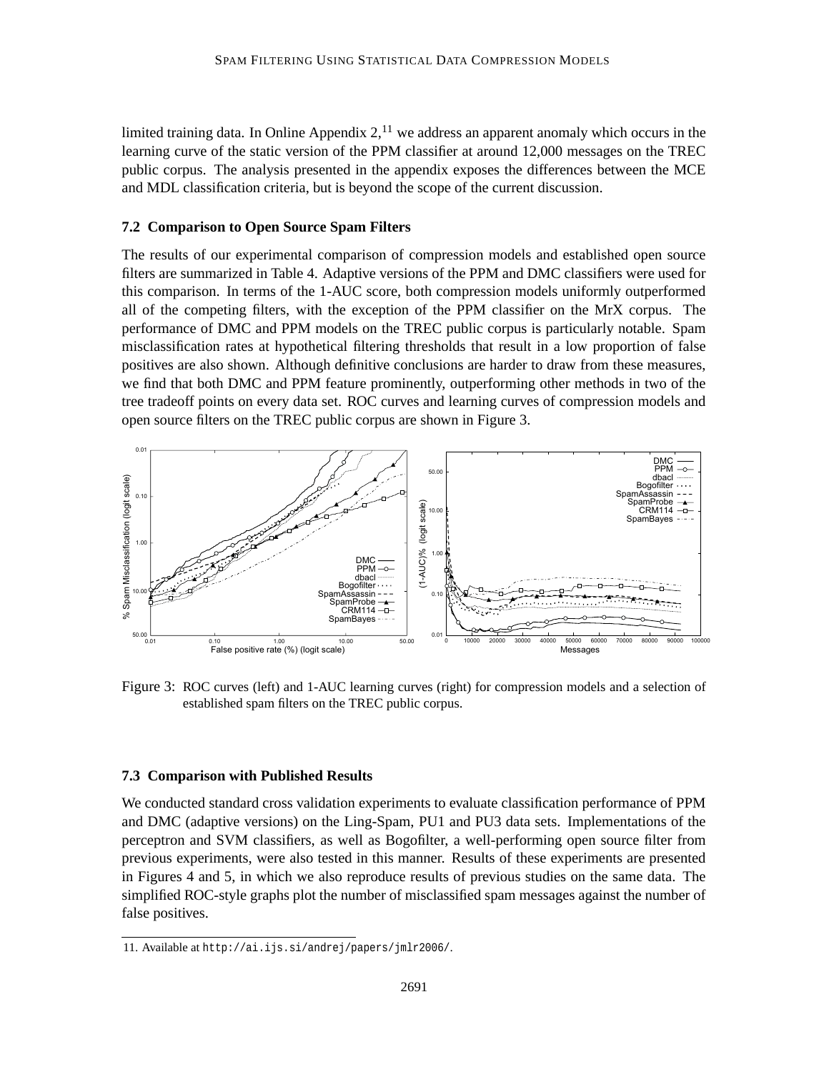limited training data. In Online Appendix 2,[11] we address an apparent anomaly which occurs in the learning curve of the static version of the PPM classifier at around 12,000 messages on the TREC public corpus. The analysis presented in the appendix exposes the differences between the MCE and MDL classification criteria, but is beyond the scope of the current discussion.

### 7.2 Comparison to Open Source Spam Filters

The results of our experimental comparison of compression models and established open source filters are summarized in Table 4. Adaptive versions of the PPM and DMC classifiers were used for this comparison. In terms of the 1-AUC score, both compression models uniformly outperformed all of the competing filters, with the exception of the PPM classifier on the MrX corpus. The performance of DMC and PPM models on the TREC public corpus is particularly notable. Spam misclassification rates at hypothetical filtering thresholds that result in a low proportion of false positives are also shown. Although definitive conclusions are harder to draw from these measures, we find that both DMC and PPM feature prominently, outperforming other methods in two of the tree tradeoff points on every data set. ROC curves and learning curves of compression models and open source filters on the TREC public corpus are shown in Figure 3.

Figure 3: ROC curves (left) and 1-AUC learning curves (right) for compression models and a selection of established spam filters on the TREC public corpus.

### 7.3 Comparison with Published Results

We conducted standard cross validation experiments to evaluate classification performance of PPM and DMC (adaptive versions) on the Ling-Spam, PU1 and PU3 data sets. Implementations of the perceptron and SVM classifiers, as well as Bogofilter, a well-performing open source filter from previous experiments, were also tested in this manner. Results of these experiments are presented in Figures 4 and 5, in which we also reproduce results of previous studies on the same data. The simplified ROC-style graphs plot the number of misclassified spam messages against the number of false positives.

11. Available at `http://ai.ijs.si/andrej/papers/jmlr2006/`.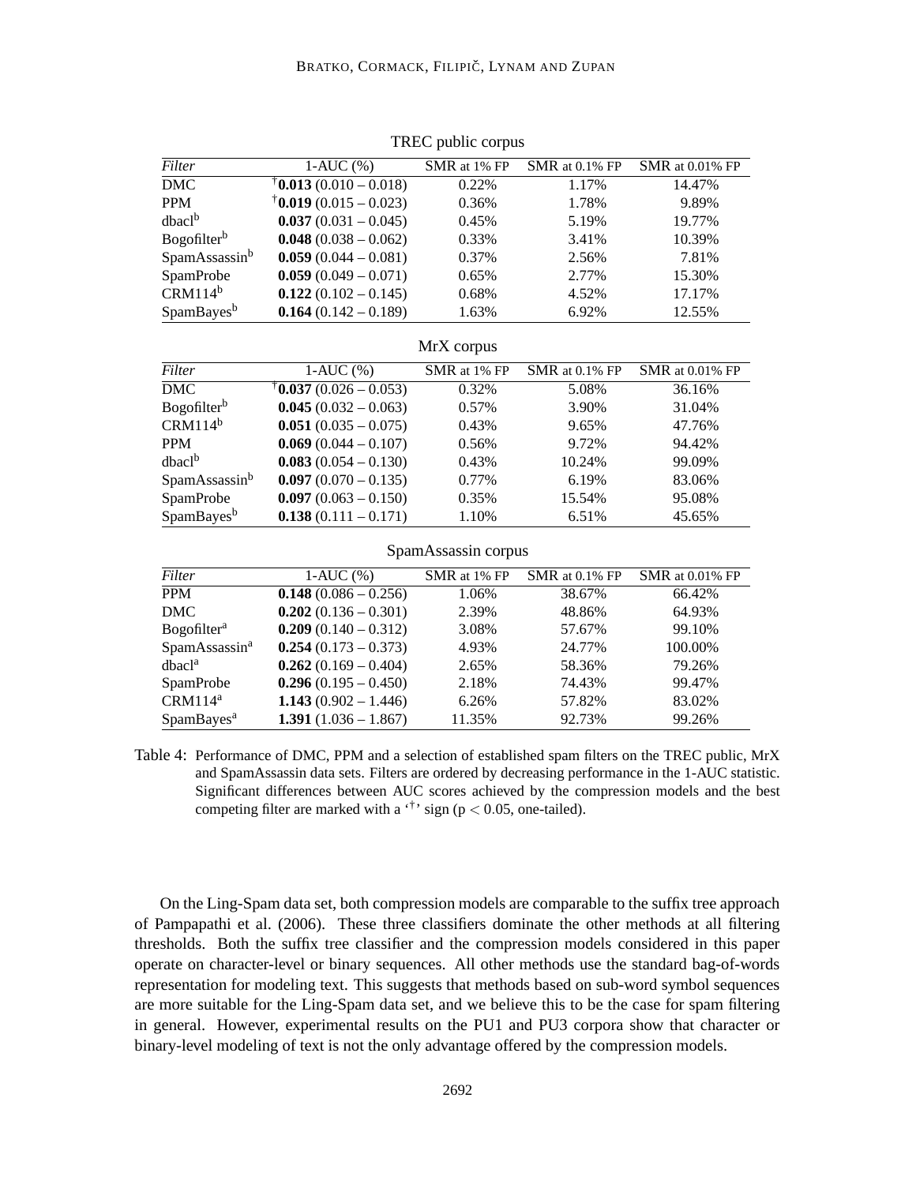TREC public corpus

| *Filter* | 1-AUC (%) | SMR at 1% FP | SMR at 0.1% FP | SMR at 0.01% FP |
|---|---|---|---|---|
| DMC | $^{\dagger}$**0.013** (0.010 – 0.018) | 0.22% | 1.17% | 14.47% |
| PPM | $^{\dagger}$**0.019** (0.015 – 0.023) | 0.36% | 1.78% | 9.89% |
| dbacl[b] | **0.037** (0.031 – 0.045) | 0.45% | 5.19% | 19.77% |
| Bogofilter[b] | **0.048** (0.038 – 0.062) | 0.33% | 3.41% | 10.39% |
| SpamAssassin[b] | **0.059** (0.044 – 0.081) | 0.37% | 2.56% | 7.81% |
| SpamProbe | **0.059** (0.049 – 0.071) | 0.65% | 2.77% | 15.30% |
| CRM114[b] | **0.122** (0.102 – 0.145) | 0.68% | 4.52% | 17.17% |
| SpamBayes[b] | **0.164** (0.142 – 0.189) | 1.63% | 6.92% | 12.55% |

MrX corpus

| *Filter* | 1-AUC (%) | SMR at 1% FP | SMR at 0.1% FP | SMR at 0.01% FP |
|---|---|---|---|---|
| DMC | $^{\dagger}$**0.037** (0.026 – 0.053) | 0.32% | 5.08% | 36.16% |
| Bogofilter[b] | **0.045** (0.032 – 0.063) | 0.57% | 3.90% | 31.04% |
| CRM114[b] | **0.051** (0.035 – 0.075) | 0.43% | 9.65% | 47.76% |
| PPM | **0.069** (0.044 – 0.107) | 0.56% | 9.72% | 94.42% |
| dbacl[b] | **0.083** (0.054 – 0.130) | 0.43% | 10.24% | 99.09% |
| SpamAssassin[b] | **0.097** (0.070 – 0.135) | 0.77% | 6.19% | 83.06% |
| SpamProbe | **0.097** (0.063 – 0.150) | 0.35% | 15.54% | 95.08% |
| SpamBayes[b] | **0.138** (0.111 – 0.171) | 1.10% | 6.51% | 45.65% |

SpamAssassin corpus

| *Filter* | 1-AUC (%) | SMR at 1% FP | SMR at 0.1% FP | SMR at 0.01% FP |
|---|---|---|---|---|
| PPM | **0.148** (0.086 – 0.256) | 1.06% | 38.67% | 66.42% |
| DMC | **0.202** (0.136 – 0.301) | 2.39% | 48.86% | 64.93% |
| Bogofilter[a] | **0.209** (0.140 – 0.312) | 3.08% | 57.67% | 99.10% |
| SpamAssassin[a] | **0.254** (0.173 – 0.373) | 4.93% | 24.77% | 100.00% |
| dbacl[a] | **0.262** (0.169 – 0.404) | 2.65% | 58.36% | 79.26% |
| SpamProbe | **0.296** (0.195 – 0.450) | 2.18% | 74.43% | 99.47% |
| CRM114[a] | **1.143** (0.902 – 1.446) | 6.26% | 57.82% | 83.02% |
| SpamBayes[a] | **1.391** (1.036 – 1.867) | 11.35% | 92.73% | 99.26% |

Table 4: Performance of DMC, PPM and a selection of established spam filters on the TREC public, MrX and SpamAssassin data sets. Filters are ordered by decreasing performance in the 1-AUC statistic. Significant differences between AUC scores achieved by the compression models and the best competing filter are marked with a '$^{\dagger}$' sign ($p < 0.05$, one-tailed).

On the Ling-Spam data set, both compression models are comparable to the suffix tree approach of Pampapathi et al. (2006). These three classifiers dominate the other methods at all filtering thresholds. Both the suffix tree classifier and the compression models considered in this paper operate on character-level or binary sequences. All other methods use the standard bag-of-words representation for modeling text. This suggests that methods based on sub-word symbol sequences are more suitable for the Ling-Spam data set, and we believe this to be the case for spam filtering in general. However, experimental results on the PU1 and PU3 corpora show that character or binary-level modeling of text is not the only advantage offered by the compression models.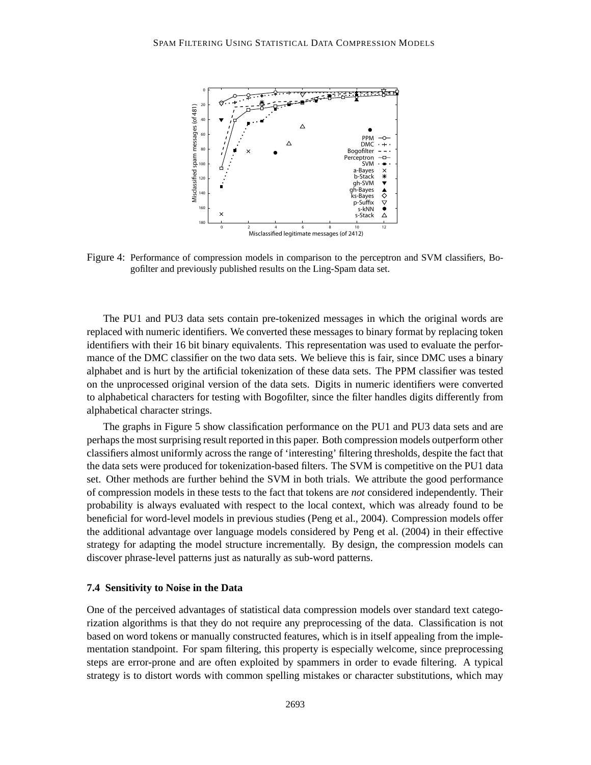Figure 4: Performance of compression models in comparison to the perceptron and SVM classifiers, Bogofilter and previously published results on the Ling-Spam data set.

The PU1 and PU3 data sets contain pre-tokenized messages in which the original words are replaced with numeric identifiers. We converted these messages to binary format by replacing token identifiers with their 16 bit binary equivalents. This representation was used to evaluate the performance of the DMC classifier on the two data sets. We believe this is fair, since DMC uses a binary alphabet and is hurt by the artificial tokenization of these data sets. The PPM classifier was tested on the unprocessed original version of the data sets. Digits in numeric identifiers were converted to alphabetical characters for testing with Bogofilter, since the filter handles digits differently from alphabetical character strings.

The graphs in Figure 5 show classification performance on the PU1 and PU3 data sets and are perhaps the most surprising result reported in this paper. Both compression models outperform other classifiers almost uniformly across the range of 'interesting' filtering thresholds, despite the fact that the data sets were produced for tokenization-based filters. The SVM is competitive on the PU1 data set. Other methods are further behind the SVM in both trials. We attribute the good performance of compression models in these tests to the fact that tokens are *not* considered independently. Their probability is always evaluated with respect to the local context, which was already found to be beneficial for word-level models in previous studies (Peng et al., 2004). Compression models offer the additional advantage over language models considered by Peng et al. (2004) in their effective strategy for adapting the model structure incrementally. By design, the compression models can discover phrase-level patterns just as naturally as sub-word patterns.

### 7.4 Sensitivity to Noise in the Data

One of the perceived advantages of statistical data compression models over standard text categorization algorithms is that they do not require any preprocessing of the data. Classification is not based on word tokens or manually constructed features, which is in itself appealing from the implementation standpoint. For spam filtering, this property is especially welcome, since preprocessing steps are error-prone and are often exploited by spammers in order to evade filtering. A typical strategy is to distort words with common spelling mistakes or character substitutions, which may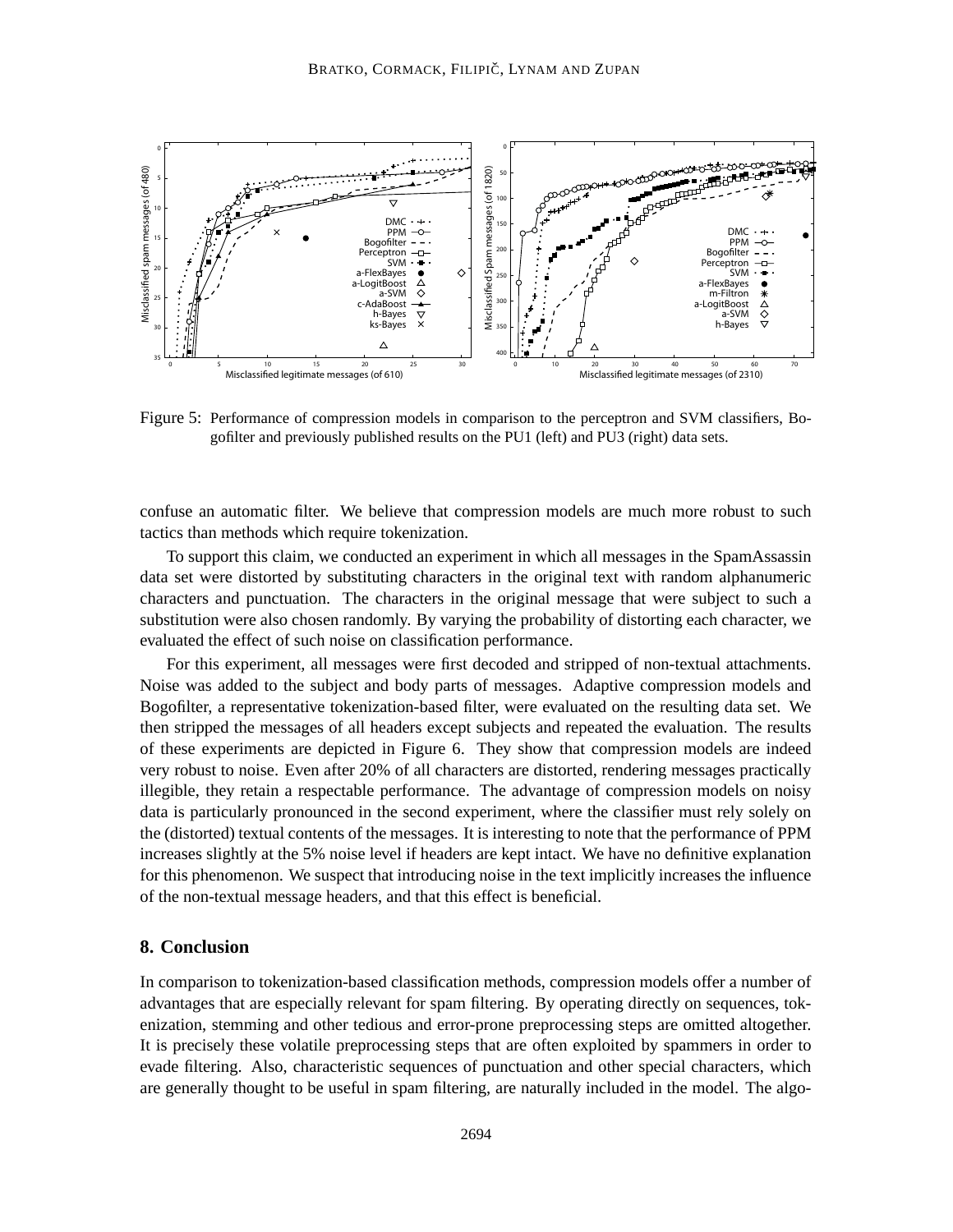Figure 5: Performance of compression models in comparison to the perceptron and SVM classifiers, Bogofilter and previously published results on the PU1 (left) and PU3 (right) data sets.

confuse an automatic filter. We believe that compression models are much more robust to such tactics than methods which require tokenization.

To support this claim, we conducted an experiment in which all messages in the SpamAssassin data set were distorted by substituting characters in the original text with random alphanumeric characters and punctuation. The characters in the original message that were subject to such a substitution were also chosen randomly. By varying the probability of distorting each character, we evaluated the effect of such noise on classification performance.

For this experiment, all messages were first decoded and stripped of non-textual attachments. Noise was added to the subject and body parts of messages. Adaptive compression models and Bogofilter, a representative tokenization-based filter, were evaluated on the resulting data set. We then stripped the messages of all headers except subjects and repeated the evaluation. The results of these experiments are depicted in Figure 6. They show that compression models are indeed very robust to noise. Even after 20% of all characters are distorted, rendering messages practically illegible, they retain a respectable performance. The advantage of compression models on noisy data is particularly pronounced in the second experiment, where the classifier must rely solely on the (distorted) textual contents of the messages. It is interesting to note that the performance of PPM increases slightly at the 5% noise level if headers are kept intact. We have no definitive explanation for this phenomenon. We suspect that introducing noise in the text implicitly increases the influence of the non-textual message headers, and that this effect is beneficial.

## 8. Conclusion

In comparison to tokenization-based classification methods, compression models offer a number of advantages that are especially relevant for spam filtering. By operating directly on sequences, tokenization, stemming and other tedious and error-prone preprocessing steps are omitted altogether. It is precisely these volatile preprocessing steps that are often exploited by spammers in order to evade filtering. Also, characteristic sequences of punctuation and other special characters, which are generally thought to be useful in spam filtering, are naturally included in the model. The algo-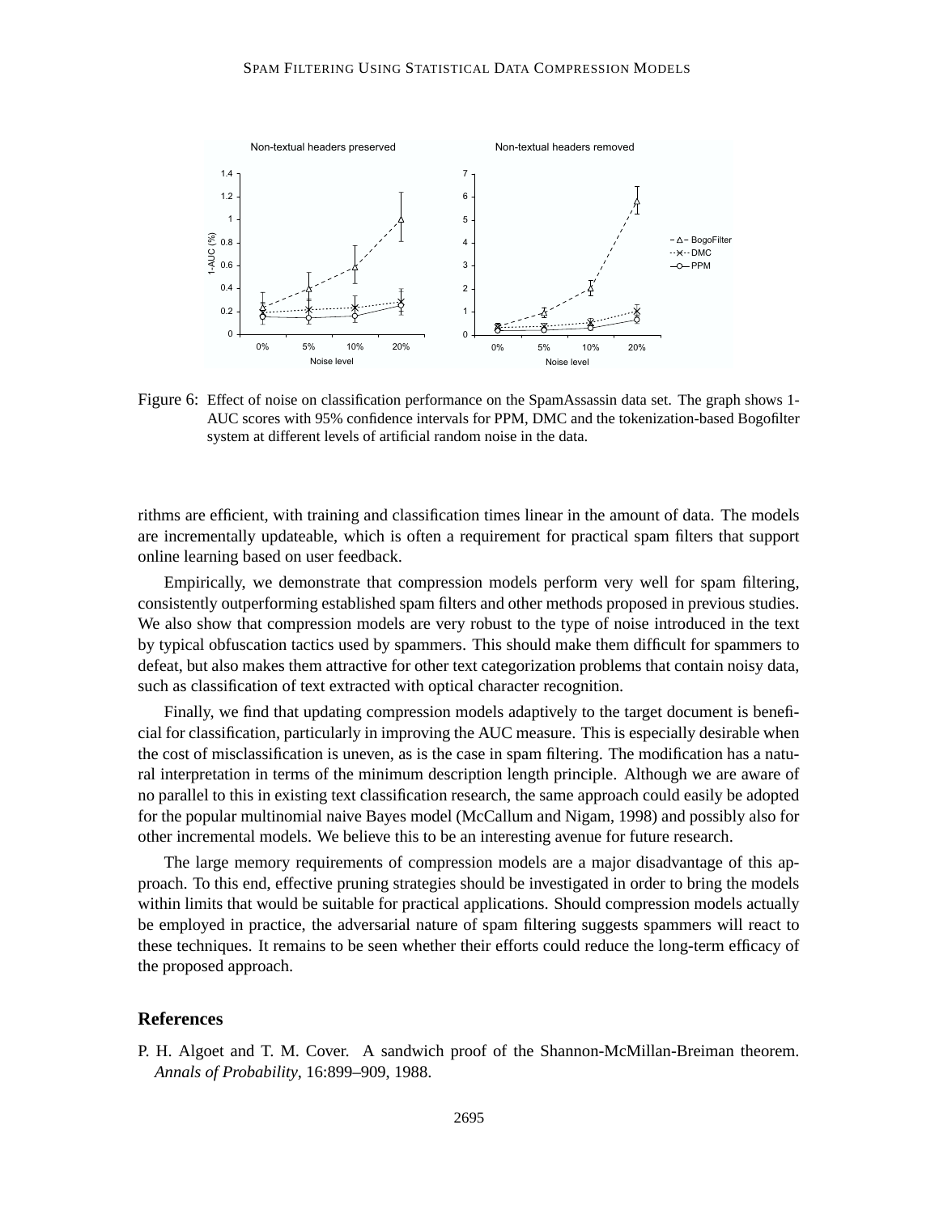Figure 6: Effect of noise on classification performance on the SpamAssassin data set. The graph shows 1-AUC scores with 95% confidence intervals for PPM, DMC and the tokenization-based Bogofilter system at different levels of artificial random noise in the data.

rithms are efficient, with training and classification times linear in the amount of data. The models are incrementally updateable, which is often a requirement for practical spam filters that support online learning based on user feedback.

Empirically, we demonstrate that compression models perform very well for spam filtering, consistently outperforming established spam filters and other methods proposed in previous studies. We also show that compression models are very robust to the type of noise introduced in the text by typical obfuscation tactics used by spammers. This should make them difficult for spammers to defeat, but also makes them attractive for other text categorization problems that contain noisy data, such as classification of text extracted with optical character recognition.

Finally, we find that updating compression models adaptively to the target document is beneficial for classification, particularly in improving the AUC measure. This is especially desirable when the cost of misclassification is uneven, as is the case in spam filtering. The modification has a natural interpretation in terms of the minimum description length principle. Although we are aware of no parallel to this in existing text classification research, the same approach could easily be adopted for the popular multinomial naive Bayes model (McCallum and Nigam, 1998) and possibly also for other incremental models. We believe this to be an interesting avenue for future research.

The large memory requirements of compression models are a major disadvantage of this approach. To this end, effective pruning strategies should be investigated in order to bring the models within limits that would be suitable for practical applications. Should compression models actually be employed in practice, the adversarial nature of spam filtering suggests spammers will react to these techniques. It remains to be seen whether their efforts could reduce the long-term efficacy of the proposed approach.

## References

P. H. Algoet and T. M. Cover. A sandwich proof of the Shannon-McMillan-Breiman theorem. *Annals of Probability*, 16:899–909, 1988.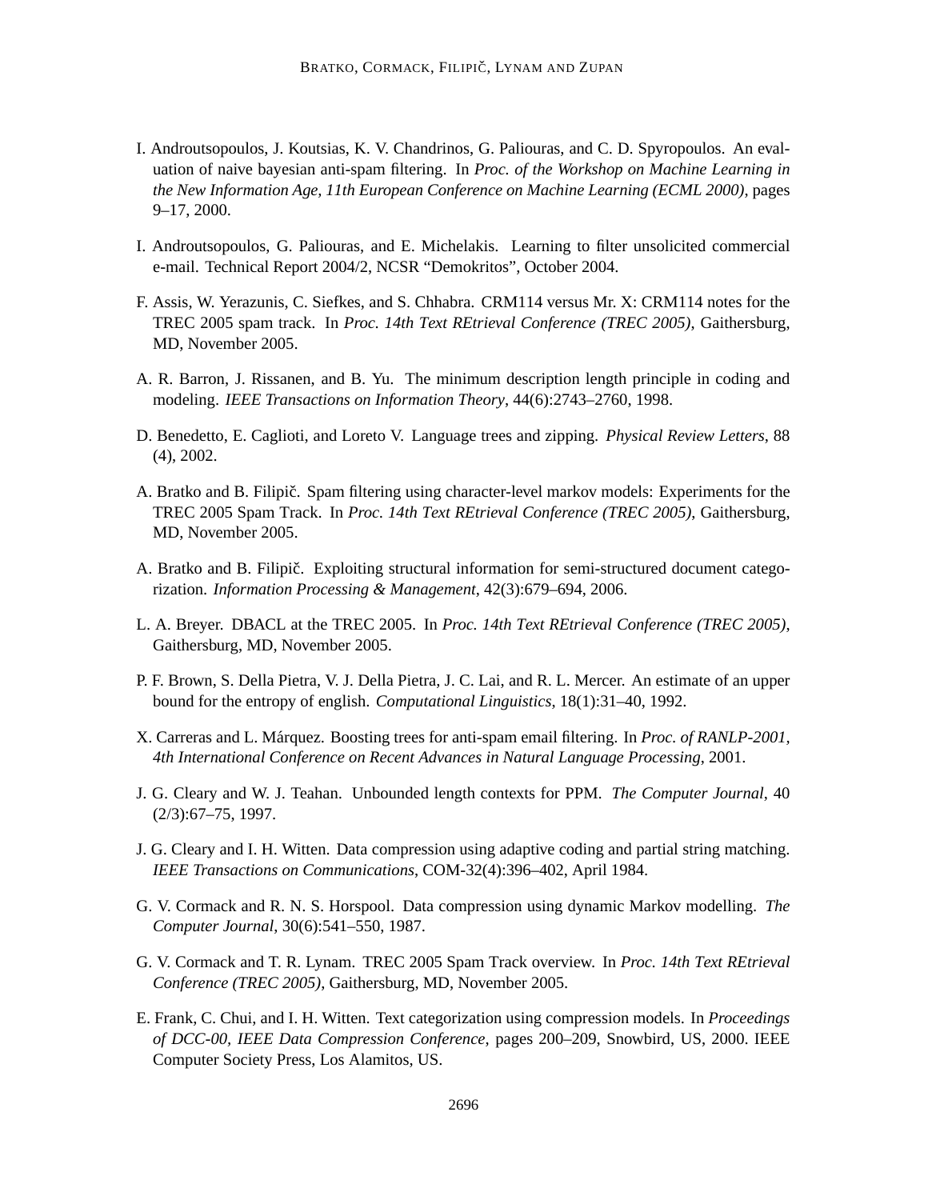I. Androutsopoulos, J. Koutsias, K. V. Chandrinos, G. Paliouras, and C. D. Spyropoulos. An evaluation of naive bayesian anti-spam filtering. In *Proc. of the Workshop on Machine Learning in the New Information Age, 11th European Conference on Machine Learning (ECML 2000)*, pages 9–17, 2000.

I. Androutsopoulos, G. Paliouras, and E. Michelakis. Learning to filter unsolicited commercial e-mail. Technical Report 2004/2, NCSR "Demokritos", October 2004.

F. Assis, W. Yerazunis, C. Siefkes, and S. Chhabra. CRM114 versus Mr. X: CRM114 notes for the TREC 2005 spam track. In *Proc. 14th Text REtrieval Conference (TREC 2005)*, Gaithersburg, MD, November 2005.

A. R. Barron, J. Rissanen, and B. Yu. The minimum description length principle in coding and modeling. *IEEE Transactions on Information Theory*, 44(6):2743–2760, 1998.

D. Benedetto, E. Caglioti, and Loreto V. Language trees and zipping. *Physical Review Letters*, 88 (4), 2002.

A. Bratko and B. Filipič. Spam filtering using character-level markov models: Experiments for the TREC 2005 Spam Track. In *Proc. 14th Text REtrieval Conference (TREC 2005)*, Gaithersburg, MD, November 2005.

A. Bratko and B. Filipič. Exploiting structural information for semi-structured document categorization. *Information Processing & Management*, 42(3):679–694, 2006.

L. A. Breyer. DBACL at the TREC 2005. In *Proc. 14th Text REtrieval Conference (TREC 2005)*, Gaithersburg, MD, November 2005.

P. F. Brown, S. Della Pietra, V. J. Della Pietra, J. C. Lai, and R. L. Mercer. An estimate of an upper bound for the entropy of english. *Computational Linguistics*, 18(1):31–40, 1992.

X. Carreras and L. Márquez. Boosting trees for anti-spam email filtering. In *Proc. of RANLP-2001, 4th International Conference on Recent Advances in Natural Language Processing*, 2001.

J. G. Cleary and W. J. Teahan. Unbounded length contexts for PPM. *The Computer Journal*, 40 (2/3):67–75, 1997.

J. G. Cleary and I. H. Witten. Data compression using adaptive coding and partial string matching. *IEEE Transactions on Communications*, COM-32(4):396–402, April 1984.

G. V. Cormack and R. N. S. Horspool. Data compression using dynamic Markov modelling. *The Computer Journal*, 30(6):541–550, 1987.

G. V. Cormack and T. R. Lynam. TREC 2005 Spam Track overview. In *Proc. 14th Text REtrieval Conference (TREC 2005)*, Gaithersburg, MD, November 2005.

E. Frank, C. Chui, and I. H. Witten. Text categorization using compression models. In *Proceedings of DCC-00, IEEE Data Compression Conference*, pages 200–209, Snowbird, US, 2000. IEEE Computer Society Press, Los Alamitos, US.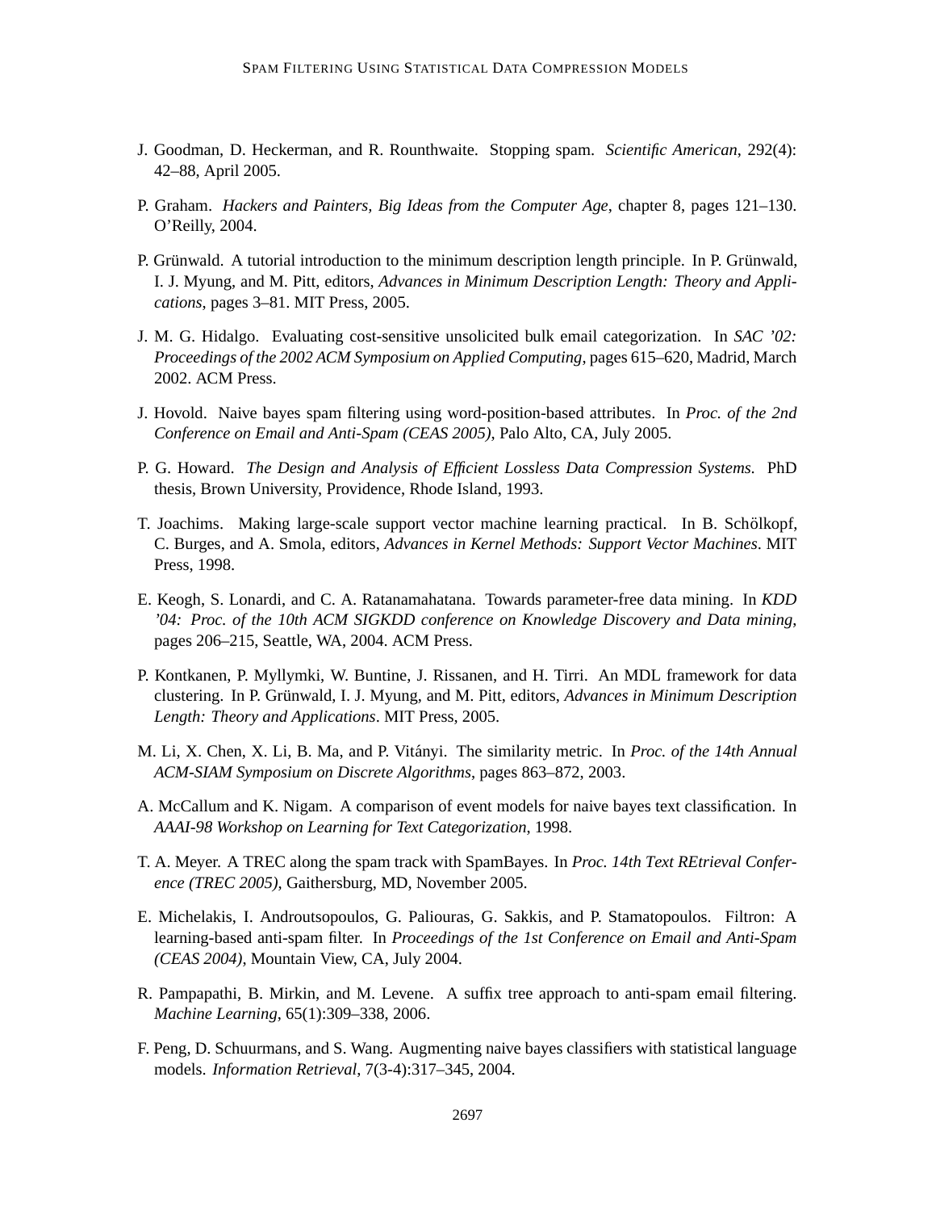J. Goodman, D. Heckerman, and R. Rounthwaite. Stopping spam. *Scientific American*, 292(4): 42–88, April 2005.

P. Graham. *Hackers and Painters, Big Ideas from the Computer Age*, chapter 8, pages 121–130. O'Reilly, 2004.

P. Grünwald. A tutorial introduction to the minimum description length principle. In P. Grünwald, I. J. Myung, and M. Pitt, editors, *Advances in Minimum Description Length: Theory and Applications*, pages 3–81. MIT Press, 2005.

J. M. G. Hidalgo. Evaluating cost-sensitive unsolicited bulk email categorization. In *SAC '02: Proceedings of the 2002 ACM Symposium on Applied Computing*, pages 615–620, Madrid, March 2002. ACM Press.

J. Hovold. Naive bayes spam filtering using word-position-based attributes. In *Proc. of the 2nd Conference on Email and Anti-Spam (CEAS 2005)*, Palo Alto, CA, July 2005.

P. G. Howard. *The Design and Analysis of Efficient Lossless Data Compression Systems.* PhD thesis, Brown University, Providence, Rhode Island, 1993.

T. Joachims. Making large-scale support vector machine learning practical. In B. Schölkopf, C. Burges, and A. Smola, editors, *Advances in Kernel Methods: Support Vector Machines*. MIT Press, 1998.

E. Keogh, S. Lonardi, and C. A. Ratanamahatana. Towards parameter-free data mining. In *KDD '04: Proc. of the 10th ACM SIGKDD conference on Knowledge Discovery and Data mining*, pages 206–215, Seattle, WA, 2004. ACM Press.

P. Kontkanen, P. Myllymki, W. Buntine, J. Rissanen, and H. Tirri. An MDL framework for data clustering. In P. Grünwald, I. J. Myung, and M. Pitt, editors, *Advances in Minimum Description Length: Theory and Applications*. MIT Press, 2005.

M. Li, X. Chen, X. Li, B. Ma, and P. Vitányi. The similarity metric. In *Proc. of the 14th Annual ACM-SIAM Symposium on Discrete Algorithms*, pages 863–872, 2003.

A. McCallum and K. Nigam. A comparison of event models for naive bayes text classification. In *AAAI-98 Workshop on Learning for Text Categorization*, 1998.

T. A. Meyer. A TREC along the spam track with SpamBayes. In *Proc. 14th Text REtrieval Conference (TREC 2005)*, Gaithersburg, MD, November 2005.

E. Michelakis, I. Androutsopoulos, G. Paliouras, G. Sakkis, and P. Stamatopoulos. Filtron: A learning-based anti-spam filter. In *Proceedings of the 1st Conference on Email and Anti-Spam (CEAS 2004)*, Mountain View, CA, July 2004.

R. Pampapathi, B. Mirkin, and M. Levene. A suffix tree approach to anti-spam email filtering. *Machine Learning*, 65(1):309–338, 2006.

F. Peng, D. Schuurmans, and S. Wang. Augmenting naive bayes classifiers with statistical language models. *Information Retrieval*, 7(3-4):317–345, 2004.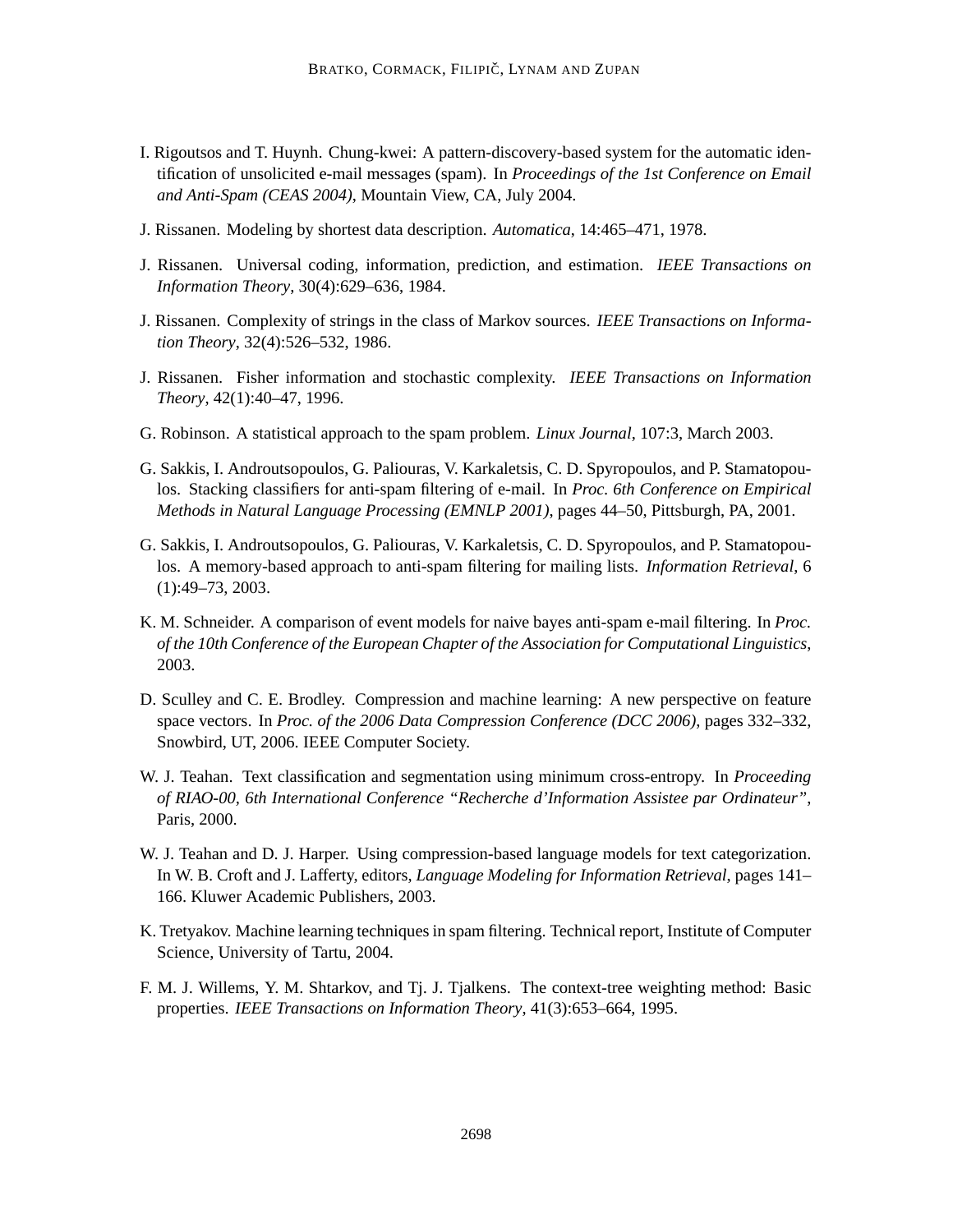I. Rigoutsos and T. Huynh. Chung-kwei: A pattern-discovery-based system for the automatic identification of unsolicited e-mail messages (spam). In *Proceedings of the 1st Conference on Email and Anti-Spam (CEAS 2004)*, Mountain View, CA, July 2004.

J. Rissanen. Modeling by shortest data description. *Automatica*, 14:465–471, 1978.

J. Rissanen. Universal coding, information, prediction, and estimation. *IEEE Transactions on Information Theory*, 30(4):629–636, 1984.

J. Rissanen. Complexity of strings in the class of Markov sources. *IEEE Transactions on Information Theory*, 32(4):526–532, 1986.

J. Rissanen. Fisher information and stochastic complexity. *IEEE Transactions on Information Theory*, 42(1):40–47, 1996.

G. Robinson. A statistical approach to the spam problem. *Linux Journal*, 107:3, March 2003.

G. Sakkis, I. Androutsopoulos, G. Paliouras, V. Karkaletsis, C. D. Spyropoulos, and P. Stamatopoulos. Stacking classifiers for anti-spam filtering of e-mail. In *Proc. 6th Conference on Empirical Methods in Natural Language Processing (EMNLP 2001)*, pages 44–50, Pittsburgh, PA, 2001.

G. Sakkis, I. Androutsopoulos, G. Paliouras, V. Karkaletsis, C. D. Spyropoulos, and P. Stamatopoulos. A memory-based approach to anti-spam filtering for mailing lists. *Information Retrieval*, 6 (1):49–73, 2003.

K. M. Schneider. A comparison of event models for naive bayes anti-spam e-mail filtering. In *Proc. of the 10th Conference of the European Chapter of the Association for Computational Linguistics*, 2003.

D. Sculley and C. E. Brodley. Compression and machine learning: A new perspective on feature space vectors. In *Proc. of the 2006 Data Compression Conference (DCC 2006)*, pages 332–332, Snowbird, UT, 2006. IEEE Computer Society.

W. J. Teahan. Text classification and segmentation using minimum cross-entropy. In *Proceeding of RIAO-00, 6th International Conference "Recherche d'Information Assistee par Ordinateur"*, Paris, 2000.

W. J. Teahan and D. J. Harper. Using compression-based language models for text categorization. In W. B. Croft and J. Lafferty, editors, *Language Modeling for Information Retrieval*, pages 141–166. Kluwer Academic Publishers, 2003.

K. Tretyakov. Machine learning techniques in spam filtering. Technical report, Institute of Computer Science, University of Tartu, 2004.

F. M. J. Willems, Y. M. Shtarkov, and Tj. J. Tjalkens. The context-tree weighting method: Basic properties. *IEEE Transactions on Information Theory*, 41(3):653–664, 1995.